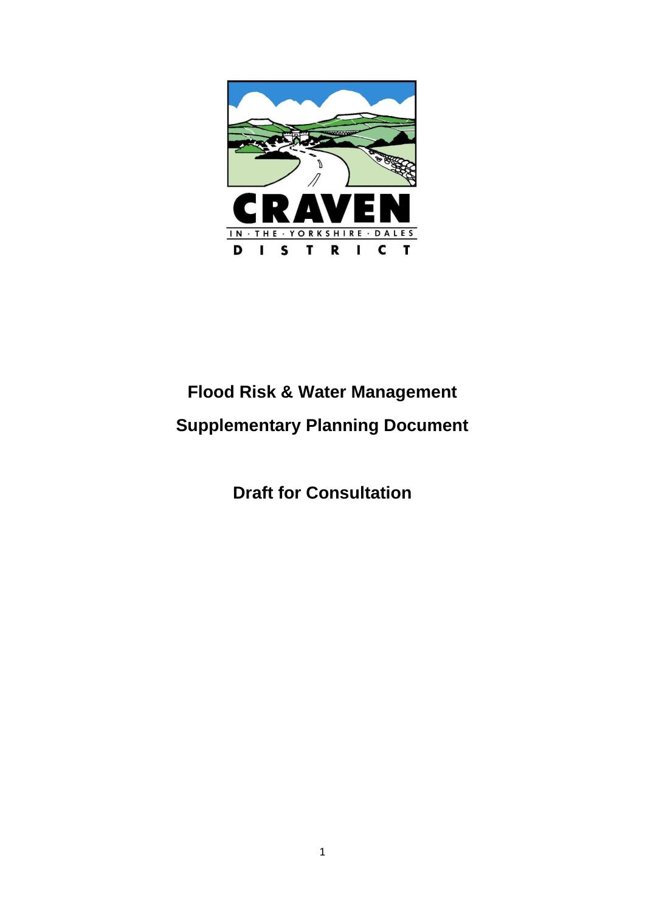CRAVEN

IN · THE · YORKSHIRE · DALES

DISTRICT

# Flood Risk & Water Management

# Supplementary Planning Document

## Draft for Consultation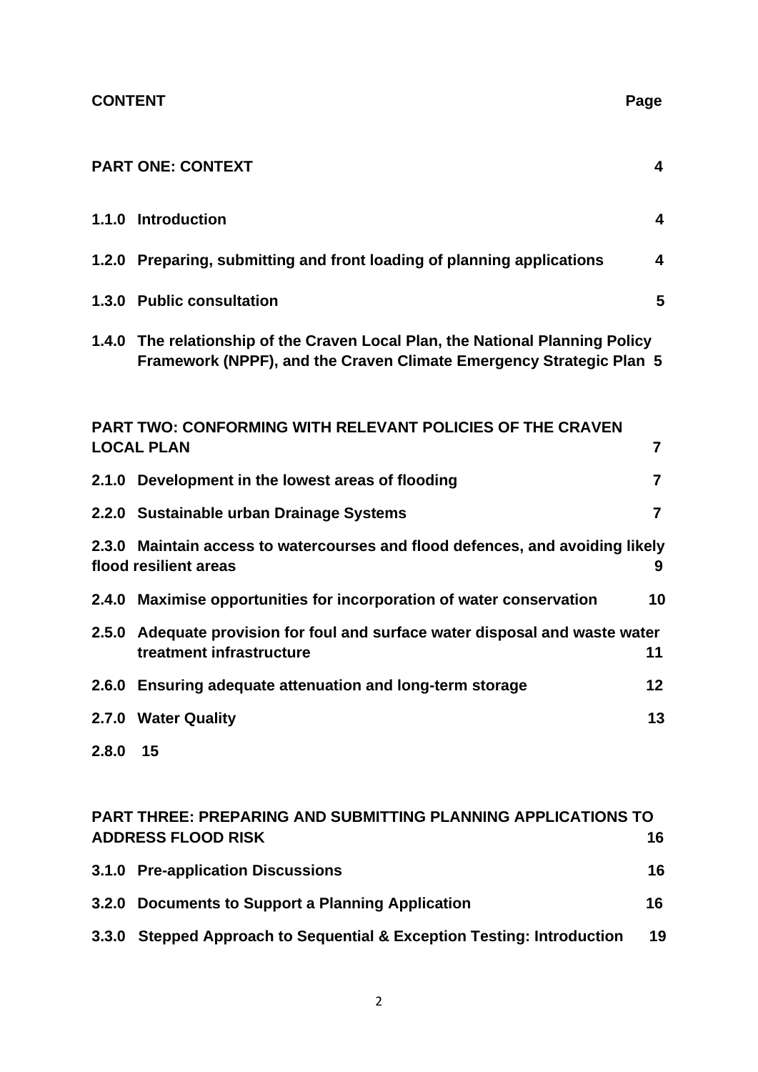**CONTENT** **Page**

| | |
|---|---|
| **PART ONE: CONTEXT** | **4** |
| **1.1.0 Introduction** | **4** |
| **1.2.0 Preparing, submitting and front loading of planning applications** | **4** |
| **1.3.0 Public consultation** | **5** |
| **1.4.0 The relationship of the Craven Local Plan, the National Planning Policy Framework (NPPF), and the Craven Climate Emergency Strategic Plan** | **5** |
| **PART TWO: CONFORMING WITH RELEVANT POLICIES OF THE CRAVEN LOCAL PLAN** | **7** |
| **2.1.0 Development in the lowest areas of flooding** | **7** |
| **2.2.0 Sustainable urban Drainage Systems** | **7** |
| **2.3.0 Maintain access to watercourses and flood defences, and avoiding likely flood resilient areas** | **9** |
| **2.4.0 Maximise opportunities for incorporation of water conservation** | **10** |
| **2.5.0 Adequate provision for foul and surface water disposal and waste water treatment infrastructure** | **11** |
| **2.6.0 Ensuring adequate attenuation and long-term storage** | **12** |
| **2.7.0 Water Quality** | **13** |
| **2.8.0 15** | |
| **PART THREE: PREPARING AND SUBMITTING PLANNING APPLICATIONS TO ADDRESS FLOOD RISK** | **16** |
| **3.1.0 Pre-application Discussions** | **16** |
| **3.2.0 Documents to Support a Planning Application** | **16** |
| **3.3.0 Stepped Approach to Sequential & Exception Testing: Introduction** | **19** |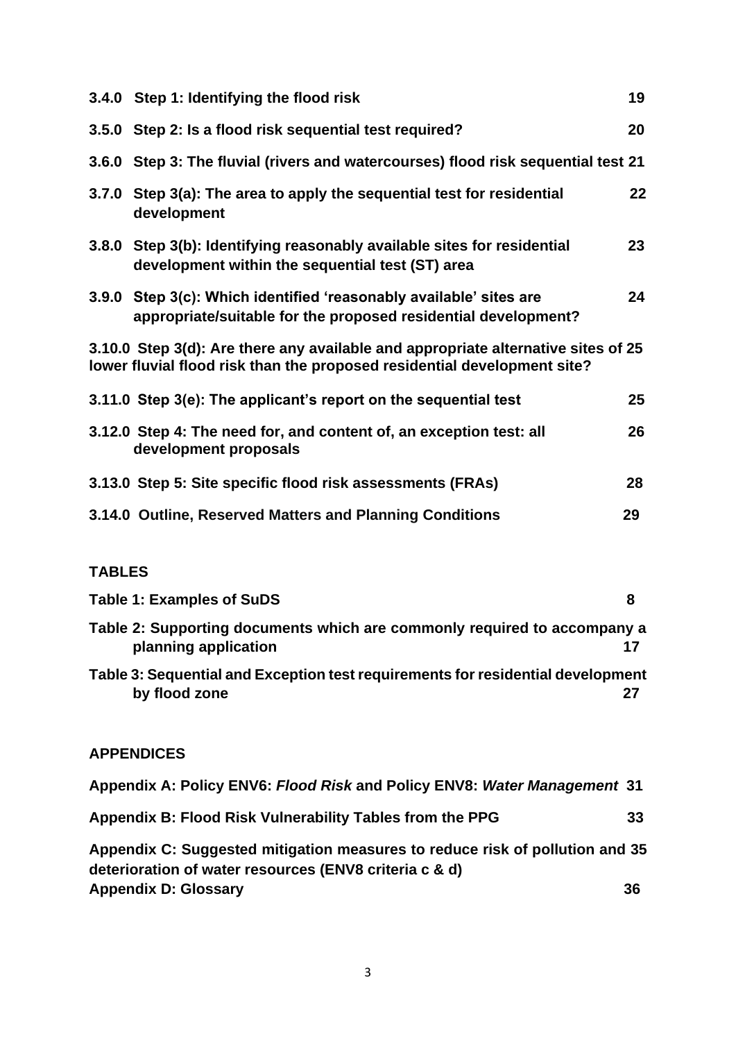**3.4.0 Step 1: Identifying the flood risk** 19

**3.5.0 Step 2: Is a flood risk sequential test required?** 20

**3.6.0 Step 3: The fluvial (rivers and watercourses) flood risk sequential test** 21

**3.7.0 Step 3(a): The area to apply the sequential test for residential development** 22

**3.8.0 Step 3(b): Identifying reasonably available sites for residential development within the sequential test (ST) area** 23

**3.9.0 Step 3(c): Which identified 'reasonably available' sites are appropriate/suitable for the proposed residential development?** 24

**3.10.0 Step 3(d): Are there any available and appropriate alternative sites of lower fluvial flood risk than the proposed residential development site?** 25

**3.11.0 Step 3(e): The applicant's report on the sequential test** 25

**3.12.0 Step 4: The need for, and content of, an exception test: all development proposals** 26

**3.13.0 Step 5: Site specific flood risk assessments (FRAs)** 28

**3.14.0 Outline, Reserved Matters and Planning Conditions** 29

**TABLES**

**Table 1: Examples of SuDS** 8

**Table 2: Supporting documents which are commonly required to accompany a planning application** 17

**Table 3: Sequential and Exception test requirements for residential development by flood zone** 27

**APPENDICES**

**Appendix A: Policy ENV6: *Flood Risk* and Policy ENV8: *Water Management*** 31

**Appendix B: Flood Risk Vulnerability Tables from the PPG** 33

**Appendix C: Suggested mitigation measures to reduce risk of pollution and deterioration of water resources (ENV8 criteria c & d)** 35

**Appendix D: Glossary** 36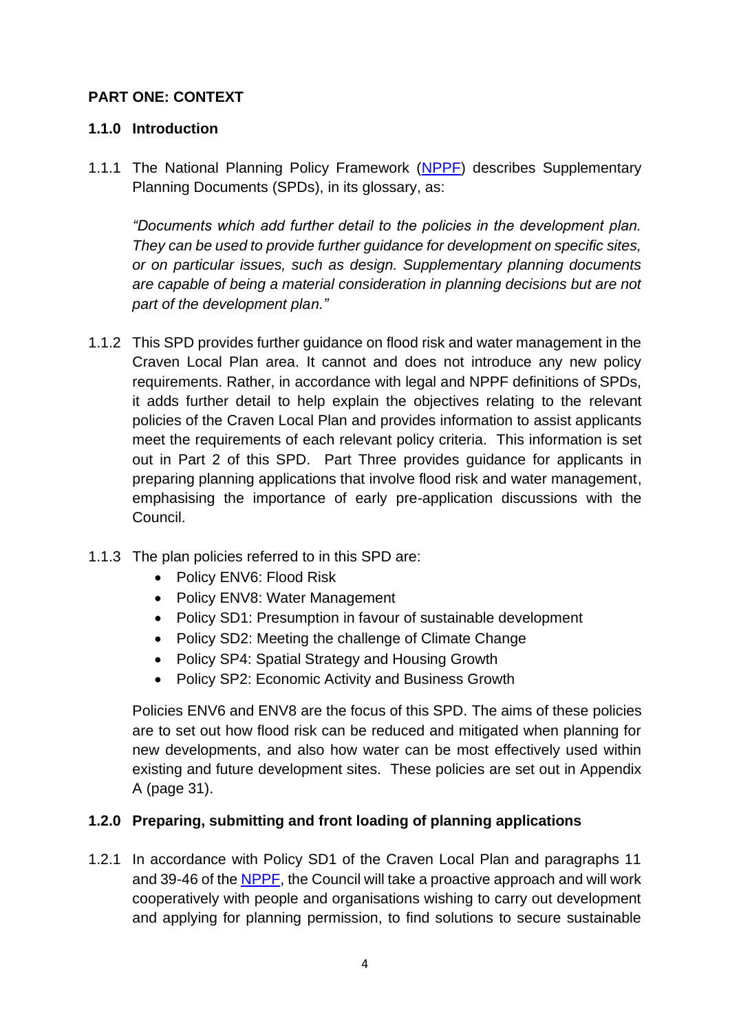## PART ONE: CONTEXT

### 1.1.0 Introduction

1.1.1 The National Planning Policy Framework (NPPF) describes Supplementary Planning Documents (SPDs), in its glossary, as:

*"Documents which add further detail to the policies in the development plan. They can be used to provide further guidance for development on specific sites, or on particular issues, such as design. Supplementary planning documents are capable of being a material consideration in planning decisions but are not part of the development plan."*

1.1.2 This SPD provides further guidance on flood risk and water management in the Craven Local Plan area. It cannot and does not introduce any new policy requirements. Rather, in accordance with legal and NPPF definitions of SPDs, it adds further detail to help explain the objectives relating to the relevant policies of the Craven Local Plan and provides information to assist applicants meet the requirements of each relevant policy criteria. This information is set out in Part 2 of this SPD. Part Three provides guidance for applicants in preparing planning applications that involve flood risk and water management, emphasising the importance of early pre-application discussions with the Council.

1.1.3 The plan policies referred to in this SPD are:

- Policy ENV6: Flood Risk
- Policy ENV8: Water Management
- Policy SD1: Presumption in favour of sustainable development
- Policy SD2: Meeting the challenge of Climate Change
- Policy SP4: Spatial Strategy and Housing Growth
- Policy SP2: Economic Activity and Business Growth

Policies ENV6 and ENV8 are the focus of this SPD. The aims of these policies are to set out how flood risk can be reduced and mitigated when planning for new developments, and also how water can be most effectively used within existing and future development sites. These policies are set out in Appendix A (page 31).

### 1.2.0 Preparing, submitting and front loading of planning applications

1.2.1 In accordance with Policy SD1 of the Craven Local Plan and paragraphs 11 and 39-46 of the NPPF, the Council will take a proactive approach and will work cooperatively with people and organisations wishing to carry out development and applying for planning permission, to find solutions to secure sustainable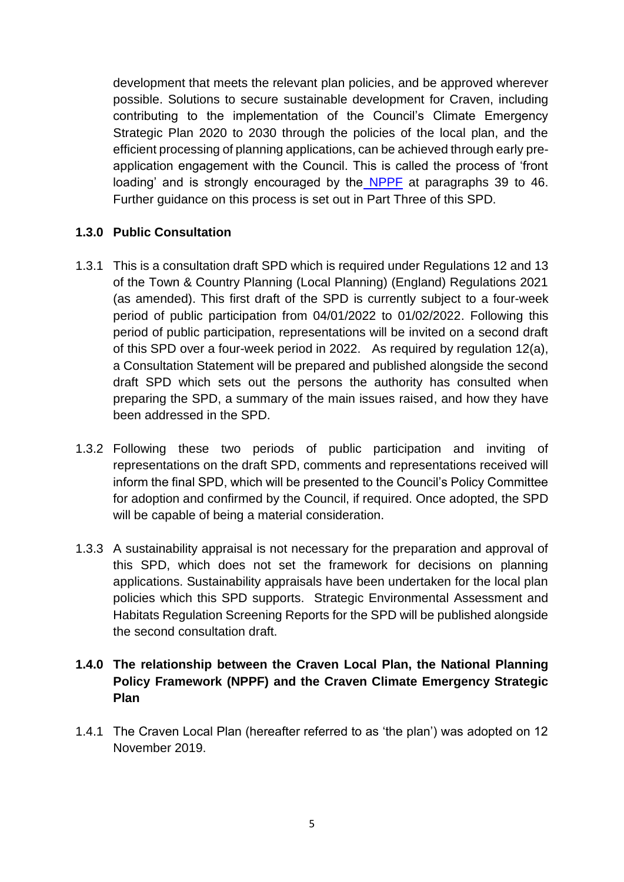development that meets the relevant plan policies, and be approved wherever possible. Solutions to secure sustainable development for Craven, including contributing to the implementation of the Council's Climate Emergency Strategic Plan 2020 to 2030 through the policies of the local plan, and the efficient processing of planning applications, can be achieved through early pre-application engagement with the Council. This is called the process of 'front loading' and is strongly encouraged by the NPPF at paragraphs 39 to 46. Further guidance on this process is set out in Part Three of this SPD.

### 1.3.0 Public Consultation

1.3.1 This is a consultation draft SPD which is required under Regulations 12 and 13 of the Town & Country Planning (Local Planning) (England) Regulations 2021 (as amended). This first draft of the SPD is currently subject to a four-week period of public participation from 04/01/2022 to 01/02/2022. Following this period of public participation, representations will be invited on a second draft of this SPD over a four-week period in 2022. As required by regulation 12(a), a Consultation Statement will be prepared and published alongside the second draft SPD which sets out the persons the authority has consulted when preparing the SPD, a summary of the main issues raised, and how they have been addressed in the SPD.

1.3.2 Following these two periods of public participation and inviting of representations on the draft SPD, comments and representations received will inform the final SPD, which will be presented to the Council's Policy Committee for adoption and confirmed by the Council, if required. Once adopted, the SPD will be capable of being a material consideration.

1.3.3 A sustainability appraisal is not necessary for the preparation and approval of this SPD, which does not set the framework for decisions on planning applications. Sustainability appraisals have been undertaken for the local plan policies which this SPD supports. Strategic Environmental Assessment and Habitats Regulation Screening Reports for the SPD will be published alongside the second consultation draft.

### 1.4.0 The relationship between the Craven Local Plan, the National Planning Policy Framework (NPPF) and the Craven Climate Emergency Strategic Plan

1.4.1 The Craven Local Plan (hereafter referred to as 'the plan') was adopted on 12 November 2019.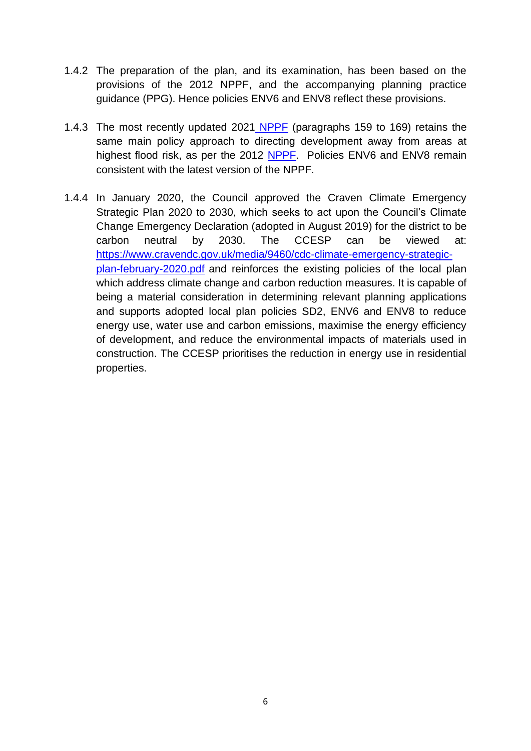1.4.2 The preparation of the plan, and its examination, has been based on the provisions of the 2012 NPPF, and the accompanying planning practice guidance (PPG). Hence policies ENV6 and ENV8 reflect these provisions.

1.4.3 The most recently updated 2021 NPPF (paragraphs 159 to 169) retains the same main policy approach to directing development away from areas at highest flood risk, as per the 2012 NPPF. Policies ENV6 and ENV8 remain consistent with the latest version of the NPPF.

1.4.4 In January 2020, the Council approved the Craven Climate Emergency Strategic Plan 2020 to 2030, which seeks to act upon the Council's Climate Change Emergency Declaration (adopted in August 2019) for the district to be carbon neutral by 2030. The CCESP can be viewed at: https://www.cravendc.gov.uk/media/9460/cdc-climate-emergency-strategic-plan-february-2020.pdf and reinforces the existing policies of the local plan which address climate change and carbon reduction measures. It is capable of being a material consideration in determining relevant planning applications and supports adopted local plan policies SD2, ENV6 and ENV8 to reduce energy use, water use and carbon emissions, maximise the energy efficiency of development, and reduce the environmental impacts of materials used in construction. The CCESP prioritises the reduction in energy use in residential properties.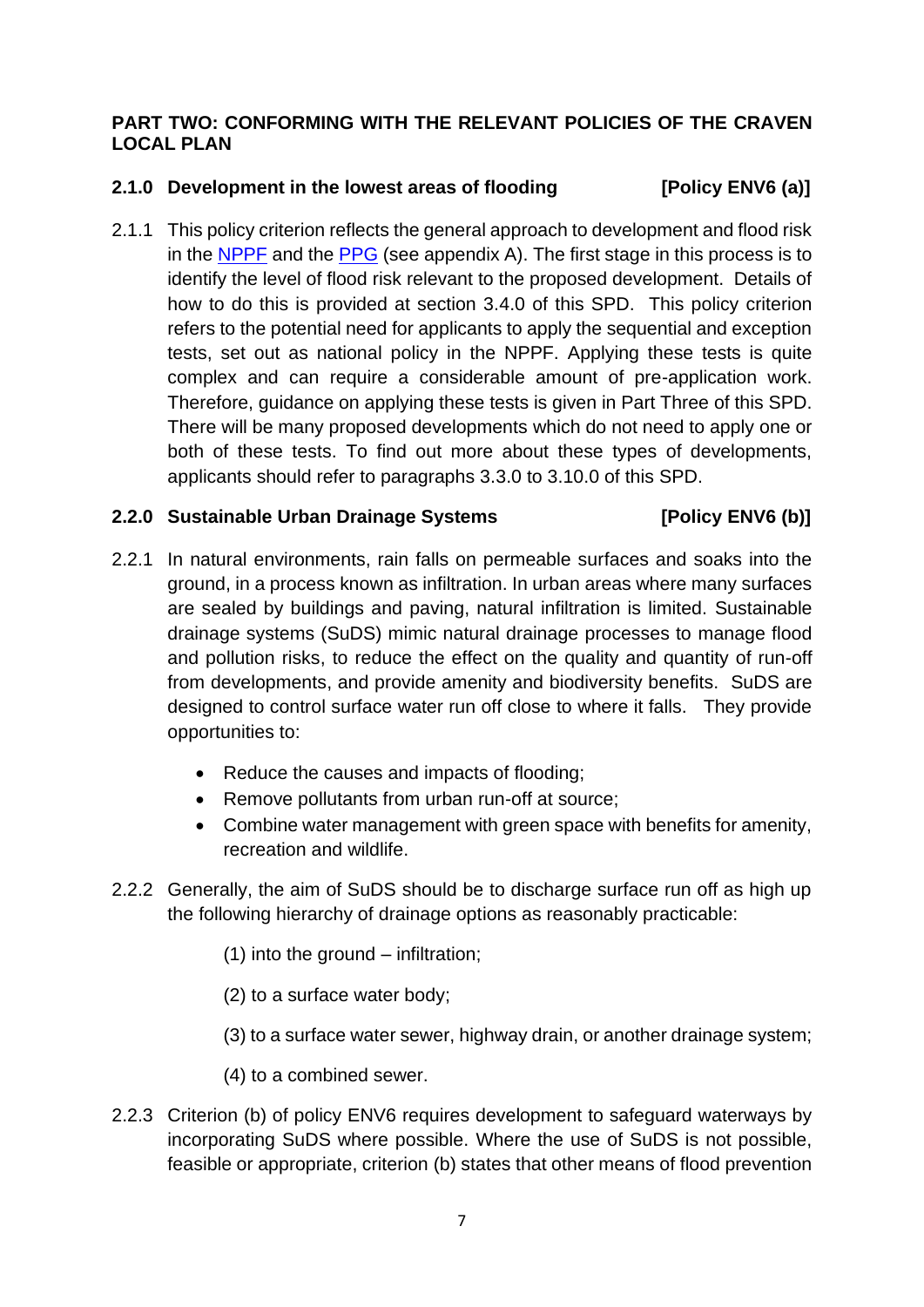## PART TWO: CONFORMING WITH THE RELEVANT POLICIES OF THE CRAVEN LOCAL PLAN

### 2.1.0 Development in the lowest areas of flooding [Policy ENV6 (a)]

2.1.1 This policy criterion reflects the general approach to development and flood risk in the NPPF and the PPG (see appendix A). The first stage in this process is to identify the level of flood risk relevant to the proposed development. Details of how to do this is provided at section 3.4.0 of this SPD. This policy criterion refers to the potential need for applicants to apply the sequential and exception tests, set out as national policy in the NPPF. Applying these tests is quite complex and can require a considerable amount of pre-application work. Therefore, guidance on applying these tests is given in Part Three of this SPD. There will be many proposed developments which do not need to apply one or both of these tests. To find out more about these types of developments, applicants should refer to paragraphs 3.3.0 to 3.10.0 of this SPD.

### 2.2.0 Sustainable Urban Drainage Systems [Policy ENV6 (b)]

2.2.1 In natural environments, rain falls on permeable surfaces and soaks into the ground, in a process known as infiltration. In urban areas where many surfaces are sealed by buildings and paving, natural infiltration is limited. Sustainable drainage systems (SuDS) mimic natural drainage processes to manage flood and pollution risks, to reduce the effect on the quality and quantity of run-off from developments, and provide amenity and biodiversity benefits. SuDS are designed to control surface water run off close to where it falls. They provide opportunities to:

- Reduce the causes and impacts of flooding;
- Remove pollutants from urban run-off at source;
- Combine water management with green space with benefits for amenity, recreation and wildlife.

2.2.2 Generally, the aim of SuDS should be to discharge surface run off as high up the following hierarchy of drainage options as reasonably practicable:

(1) into the ground – infiltration;

(2) to a surface water body;

(3) to a surface water sewer, highway drain, or another drainage system;

(4) to a combined sewer.

2.2.3 Criterion (b) of policy ENV6 requires development to safeguard waterways by incorporating SuDS where possible. Where the use of SuDS is not possible, feasible or appropriate, criterion (b) states that other means of flood prevention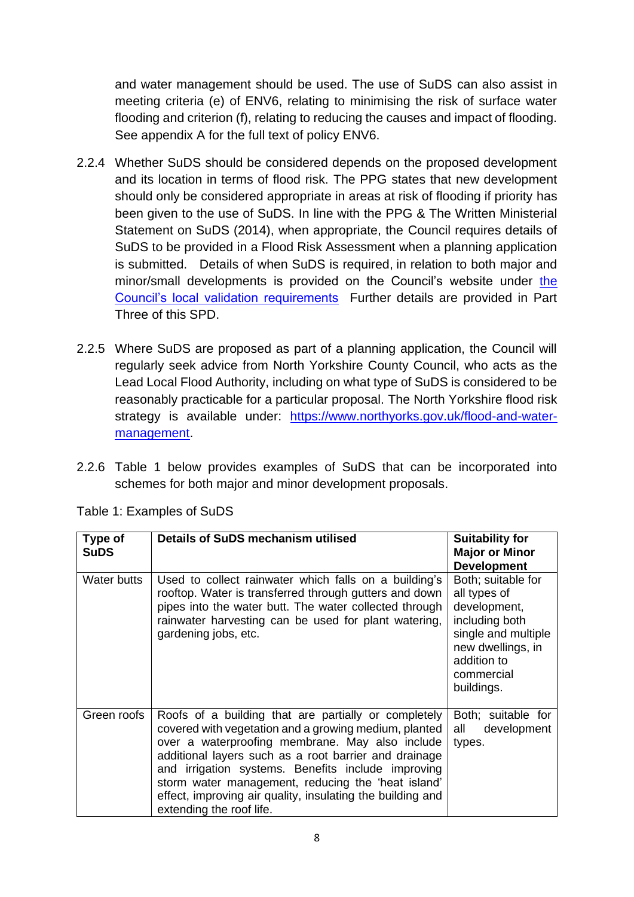and water management should be used. The use of SuDS can also assist in meeting criteria (e) of ENV6, relating to minimising the risk of surface water flooding and criterion (f), relating to reducing the causes and impact of flooding. See appendix A for the full text of policy ENV6.

2.2.4 Whether SuDS should be considered depends on the proposed development and its location in terms of flood risk. The PPG states that new development should only be considered appropriate in areas at risk of flooding if priority has been given to the use of SuDS. In line with the PPG & The Written Ministerial Statement on SuDS (2014), when appropriate, the Council requires details of SuDS to be provided in a Flood Risk Assessment when a planning application is submitted. Details of when SuDS is required, in relation to both major and minor/small developments is provided on the Council's website under [the Council's local validation requirements](). Further details are provided in Part Three of this SPD.

2.2.5 Where SuDS are proposed as part of a planning application, the Council will regularly seek advice from North Yorkshire County Council, who acts as the Lead Local Flood Authority, including on what type of SuDS is considered to be reasonably practicable for a particular proposal. The North Yorkshire flood risk strategy is available under: [https://www.northyorks.gov.uk/flood-and-water-management](https://www.northyorks.gov.uk/flood-and-water-management).

2.2.6 Table 1 below provides examples of SuDS that can be incorporated into schemes for both major and minor development proposals.

Table 1: Examples of SuDS

| Type of SuDS | Details of SuDS mechanism utilised | Suitability for Major or Minor Development |
|---|---|---|
| Water butts | Used to collect rainwater which falls on a building's rooftop. Water is transferred through gutters and down pipes into the water butt. The water collected through rainwater harvesting can be used for plant watering, gardening jobs, etc. | Both; suitable for all types of development, including both single and multiple new dwellings, in addition to commercial buildings. |
| Green roofs | Roofs of a building that are partially or completely covered with vegetation and a growing medium, planted over a waterproofing membrane. May also include additional layers such as a root barrier and drainage and irrigation systems. Benefits include improving storm water management, reducing the 'heat island' effect, improving air quality, insulating the building and extending the roof life. | Both; suitable for all development types. |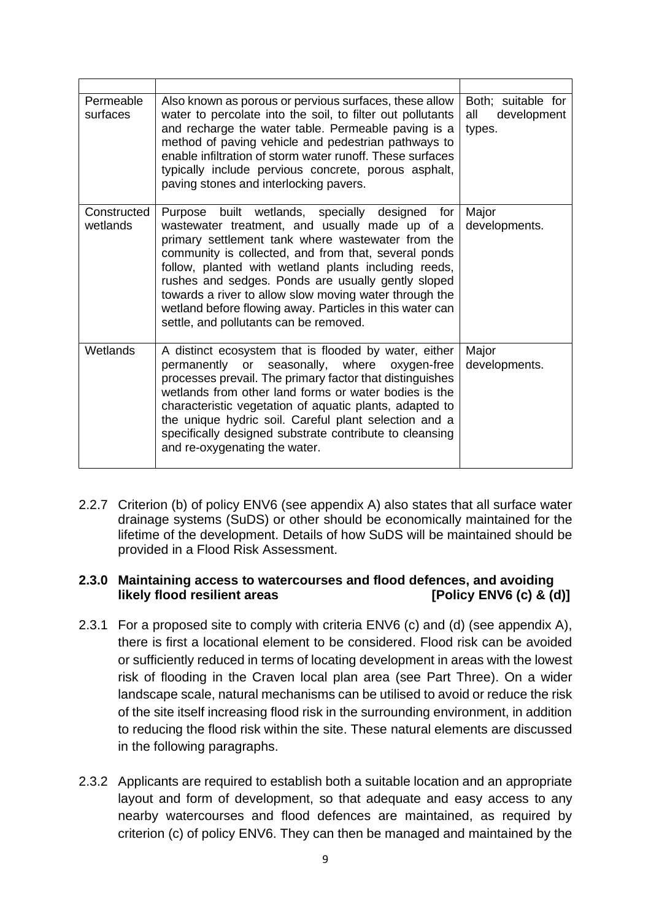| | | |
|---|---|---|
| Permeable surfaces | Also known as porous or pervious surfaces, these allow water to percolate into the soil, to filter out pollutants and recharge the water table. Permeable paving is a method of paving vehicle and pedestrian pathways to enable infiltration of storm water runoff. These surfaces typically include pervious concrete, porous asphalt, paving stones and interlocking pavers. | Both; suitable for all development types. |
| Constructed wetlands | Purpose built wetlands, specially designed for wastewater treatment, and usually made up of a primary settlement tank where wastewater from the community is collected, and from that, several ponds follow, planted with wetland plants including reeds, rushes and sedges. Ponds are usually gently sloped towards a river to allow slow moving water through the wetland before flowing away. Particles in this water can settle, and pollutants can be removed. | Major developments. |
| Wetlands | A distinct ecosystem that is flooded by water, either permanently or seasonally, where oxygen-free processes prevail. The primary factor that distinguishes wetlands from other land forms or water bodies is the characteristic vegetation of aquatic plants, adapted to the unique hydric soil. Careful plant selection and a specifically designed substrate contribute to cleansing and re-oxygenating the water. | Major developments. |

2.2.7 Criterion (b) of policy ENV6 (see appendix A) also states that all surface water drainage systems (SuDS) or other should be economically maintained for the lifetime of the development. Details of how SuDS will be maintained should be provided in a Flood Risk Assessment.

### 2.3.0 Maintaining access to watercourses and flood defences, and avoiding likely flood resilient areas [Policy ENV6 (c) & (d)]

2.3.1 For a proposed site to comply with criteria ENV6 (c) and (d) (see appendix A), there is first a locational element to be considered. Flood risk can be avoided or sufficiently reduced in terms of locating development in areas with the lowest risk of flooding in the Craven local plan area (see Part Three). On a wider landscape scale, natural mechanisms can be utilised to avoid or reduce the risk of the site itself increasing flood risk in the surrounding environment, in addition to reducing the flood risk within the site. These natural elements are discussed in the following paragraphs.

2.3.2 Applicants are required to establish both a suitable location and an appropriate layout and form of development, so that adequate and easy access to any nearby watercourses and flood defences are maintained, as required by criterion (c) of policy ENV6. They can then be managed and maintained by the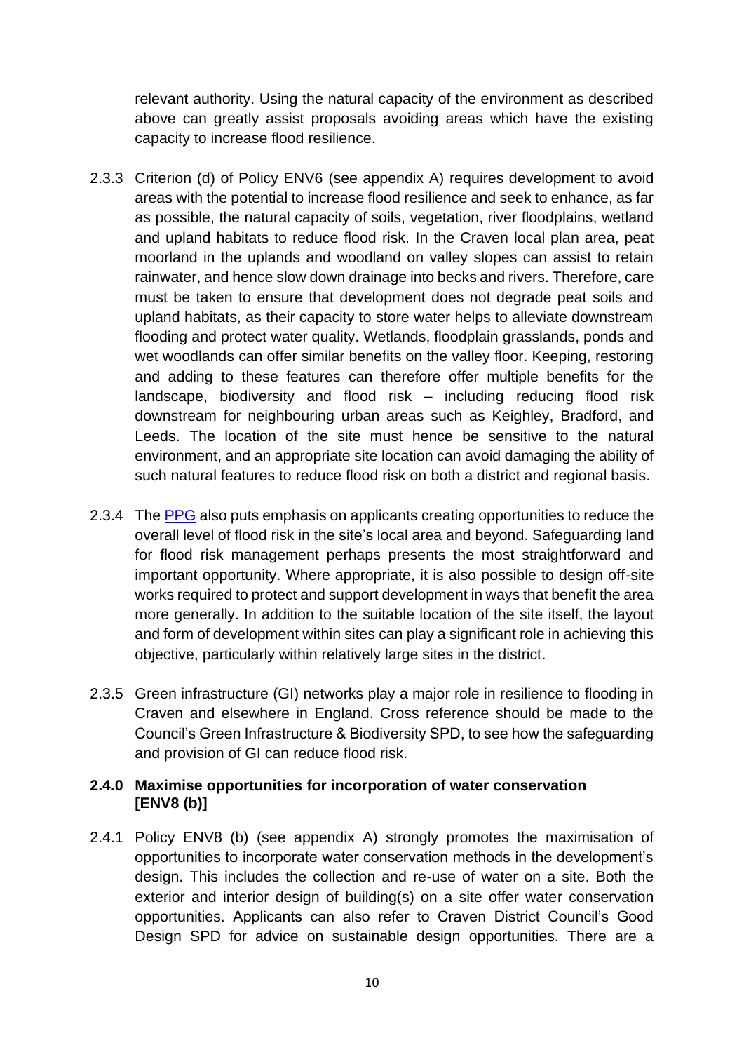relevant authority. Using the natural capacity of the environment as described above can greatly assist proposals avoiding areas which have the existing capacity to increase flood resilience.

2.3.3 Criterion (d) of Policy ENV6 (see appendix A) requires development to avoid areas with the potential to increase flood resilience and seek to enhance, as far as possible, the natural capacity of soils, vegetation, river floodplains, wetland and upland habitats to reduce flood risk. In the Craven local plan area, peat moorland in the uplands and woodland on valley slopes can assist to retain rainwater, and hence slow down drainage into becks and rivers. Therefore, care must be taken to ensure that development does not degrade peat soils and upland habitats, as their capacity to store water helps to alleviate downstream flooding and protect water quality. Wetlands, floodplain grasslands, ponds and wet woodlands can offer similar benefits on the valley floor. Keeping, restoring and adding to these features can therefore offer multiple benefits for the landscape, biodiversity and flood risk – including reducing flood risk downstream for neighbouring urban areas such as Keighley, Bradford, and Leeds. The location of the site must hence be sensitive to the natural environment, and an appropriate site location can avoid damaging the ability of such natural features to reduce flood risk on both a district and regional basis.

2.3.4 The PPG also puts emphasis on applicants creating opportunities to reduce the overall level of flood risk in the site's local area and beyond. Safeguarding land for flood risk management perhaps presents the most straightforward and important opportunity. Where appropriate, it is also possible to design off-site works required to protect and support development in ways that benefit the area more generally. In addition to the suitable location of the site itself, the layout and form of development within sites can play a significant role in achieving this objective, particularly within relatively large sites in the district.

2.3.5 Green infrastructure (GI) networks play a major role in resilience to flooding in Craven and elsewhere in England. Cross reference should be made to the Council's Green Infrastructure & Biodiversity SPD, to see how the safeguarding and provision of GI can reduce flood risk.

### 2.4.0 Maximise opportunities for incorporation of water conservation [ENV8 (b)]

2.4.1 Policy ENV8 (b) (see appendix A) strongly promotes the maximisation of opportunities to incorporate water conservation methods in the development's design. This includes the collection and re-use of water on a site. Both the exterior and interior design of building(s) on a site offer water conservation opportunities. Applicants can also refer to Craven District Council's Good Design SPD for advice on sustainable design opportunities. There are a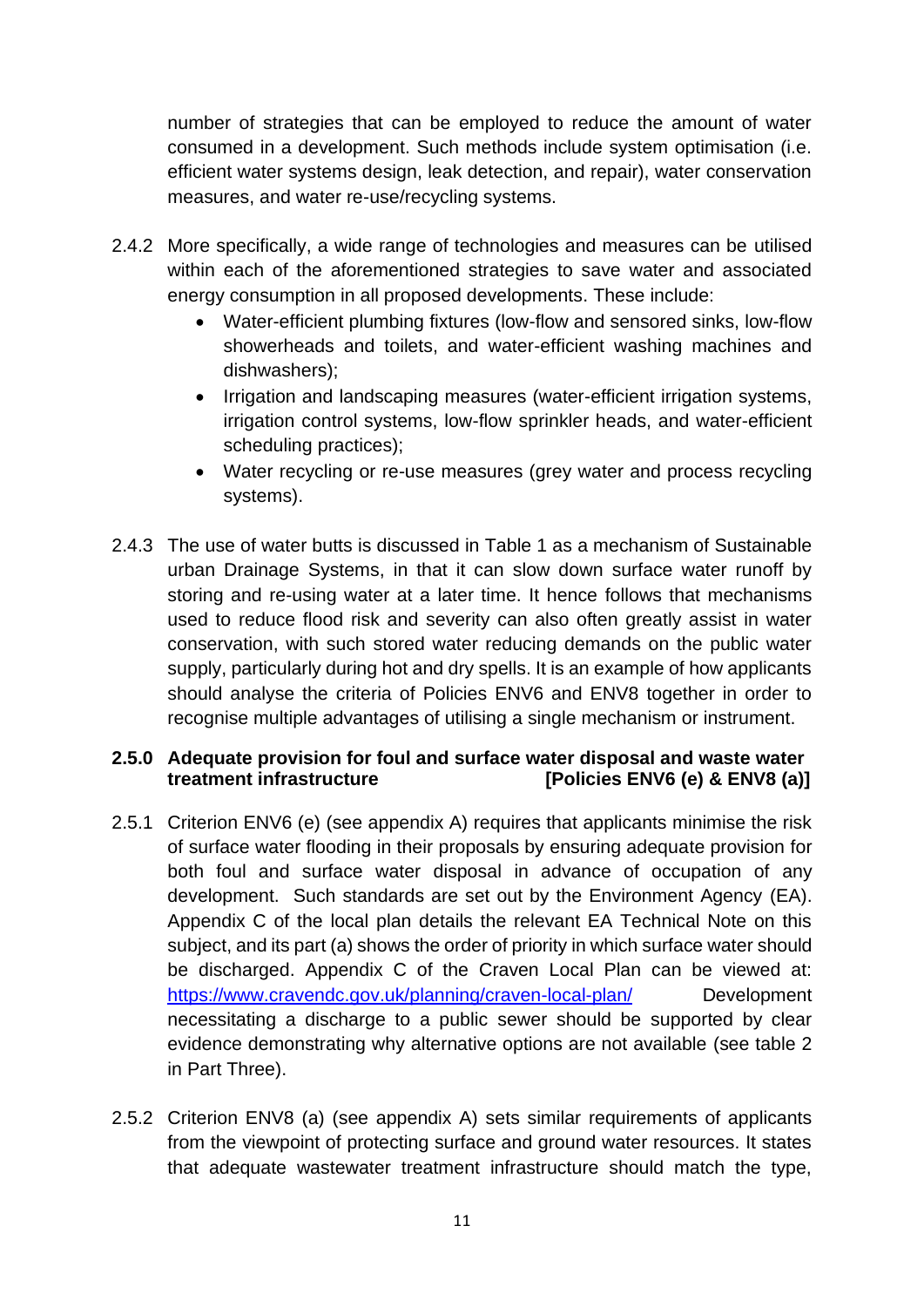number of strategies that can be employed to reduce the amount of water consumed in a development. Such methods include system optimisation (i.e. efficient water systems design, leak detection, and repair), water conservation measures, and water re-use/recycling systems.

2.4.2 More specifically, a wide range of technologies and measures can be utilised within each of the aforementioned strategies to save water and associated energy consumption in all proposed developments. These include:

- Water-efficient plumbing fixtures (low-flow and sensored sinks, low-flow showerheads and toilets, and water-efficient washing machines and dishwashers);
- Irrigation and landscaping measures (water-efficient irrigation systems, irrigation control systems, low-flow sprinkler heads, and water-efficient scheduling practices);
- Water recycling or re-use measures (grey water and process recycling systems).

2.4.3 The use of water butts is discussed in Table 1 as a mechanism of Sustainable urban Drainage Systems, in that it can slow down surface water runoff by storing and re-using water at a later time. It hence follows that mechanisms used to reduce flood risk and severity can also often greatly assist in water conservation, with such stored water reducing demands on the public water supply, particularly during hot and dry spells. It is an example of how applicants should analyse the criteria of Policies ENV6 and ENV8 together in order to recognise multiple advantages of utilising a single mechanism or instrument.

### 2.5.0 Adequate provision for foul and surface water disposal and waste water treatment infrastructure [Policies ENV6 (e) & ENV8 (a)]

2.5.1 Criterion ENV6 (e) (see appendix A) requires that applicants minimise the risk of surface water flooding in their proposals by ensuring adequate provision for both foul and surface water disposal in advance of occupation of any development. Such standards are set out by the Environment Agency (EA). Appendix C of the local plan details the relevant EA Technical Note on this subject, and its part (a) shows the order of priority in which surface water should be discharged. Appendix C of the Craven Local Plan can be viewed at: https://www.cravendc.gov.uk/planning/craven-local-plan/ Development necessitating a discharge to a public sewer should be supported by clear evidence demonstrating why alternative options are not available (see table 2 in Part Three).

2.5.2 Criterion ENV8 (a) (see appendix A) sets similar requirements of applicants from the viewpoint of protecting surface and ground water resources. It states that adequate wastewater treatment infrastructure should match the type,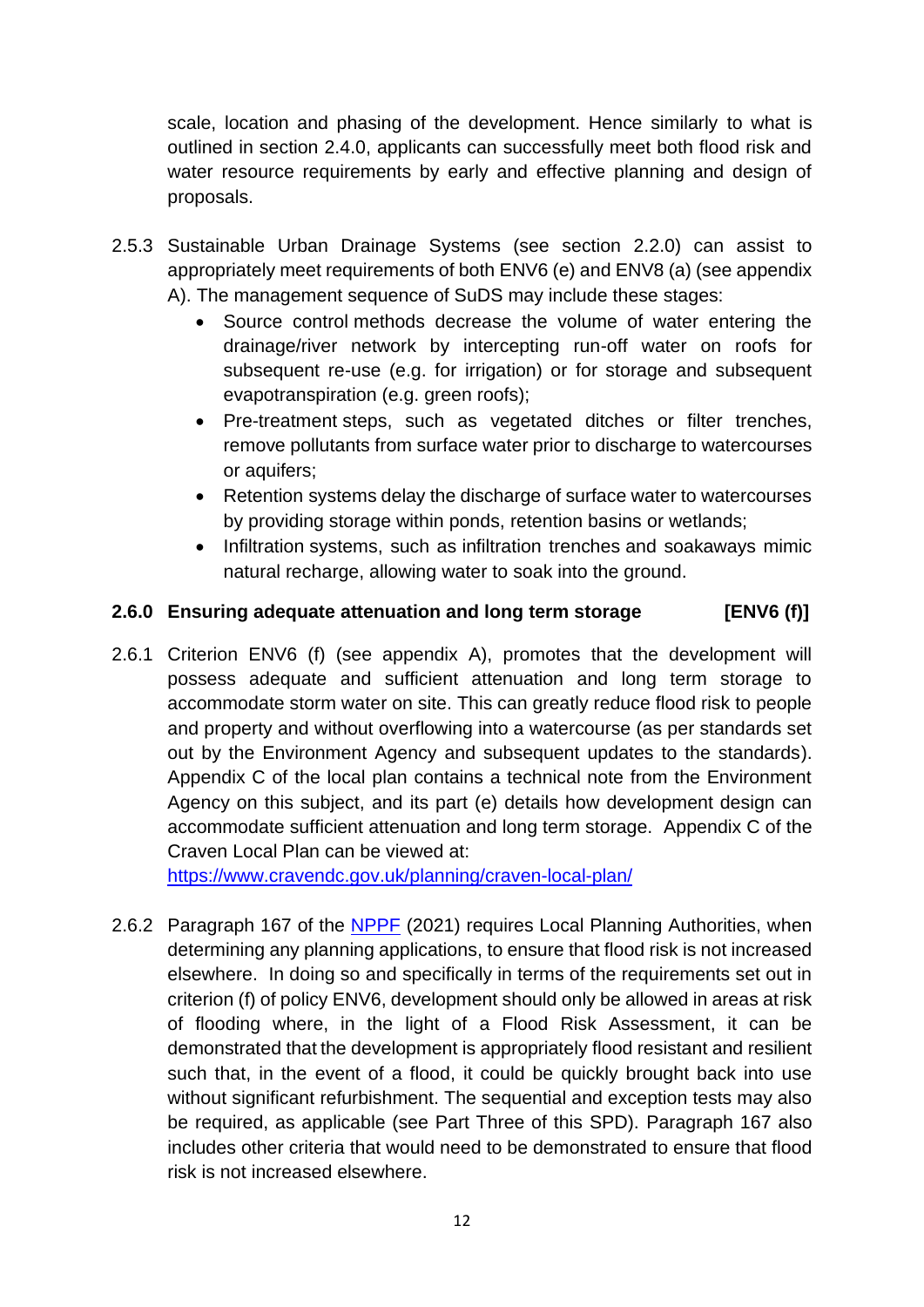scale, location and phasing of the development. Hence similarly to what is outlined in section 2.4.0, applicants can successfully meet both flood risk and water resource requirements by early and effective planning and design of proposals.

2.5.3 Sustainable Urban Drainage Systems (see section 2.2.0) can assist to appropriately meet requirements of both ENV6 (e) and ENV8 (a) (see appendix A). The management sequence of SuDS may include these stages:

- Source control methods decrease the volume of water entering the drainage/river network by intercepting run-off water on roofs for subsequent re-use (e.g. for irrigation) or for storage and subsequent evapotranspiration (e.g. green roofs);
- Pre-treatment steps, such as vegetated ditches or filter trenches, remove pollutants from surface water prior to discharge to watercourses or aquifers;
- Retention systems delay the discharge of surface water to watercourses by providing storage within ponds, retention basins or wetlands;
- Infiltration systems, such as infiltration trenches and soakaways mimic natural recharge, allowing water to soak into the ground.

### 2.6.0 Ensuring adequate attenuation and long term storage [ENV6 (f)]

2.6.1 Criterion ENV6 (f) (see appendix A), promotes that the development will possess adequate and sufficient attenuation and long term storage to accommodate storm water on site. This can greatly reduce flood risk to people and property and without overflowing into a watercourse (as per standards set out by the Environment Agency and subsequent updates to the standards). Appendix C of the local plan contains a technical note from the Environment Agency on this subject, and its part (e) details how development design can accommodate sufficient attenuation and long term storage. Appendix C of the Craven Local Plan can be viewed at: https://www.cravendc.gov.uk/planning/craven-local-plan/

2.6.2 Paragraph 167 of the NPPF (2021) requires Local Planning Authorities, when determining any planning applications, to ensure that flood risk is not increased elsewhere. In doing so and specifically in terms of the requirements set out in criterion (f) of policy ENV6, development should only be allowed in areas at risk of flooding where, in the light of a Flood Risk Assessment, it can be demonstrated that the development is appropriately flood resistant and resilient such that, in the event of a flood, it could be quickly brought back into use without significant refurbishment. The sequential and exception tests may also be required, as applicable (see Part Three of this SPD). Paragraph 167 also includes other criteria that would need to be demonstrated to ensure that flood risk is not increased elsewhere.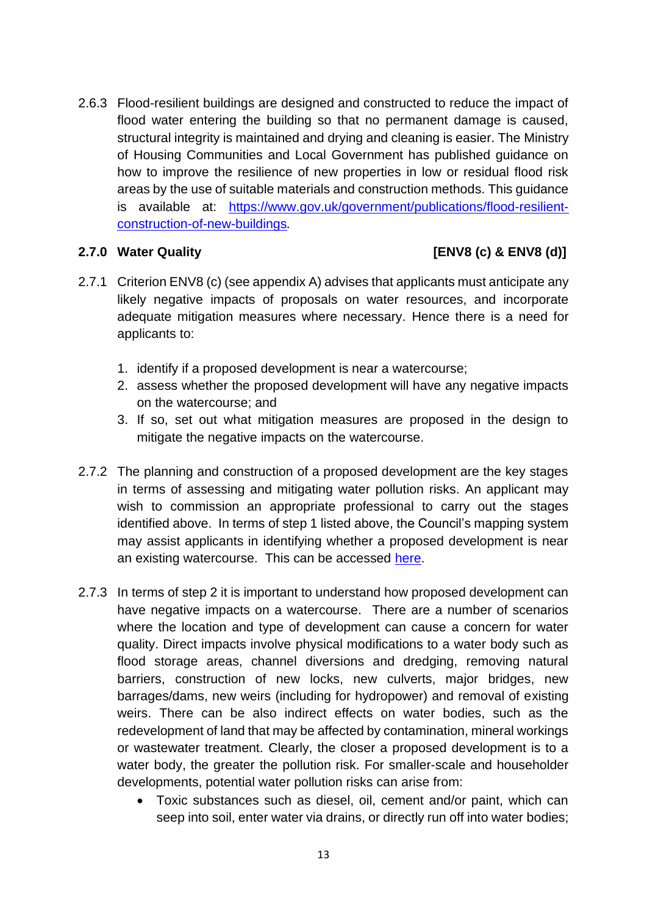2.6.3 Flood-resilient buildings are designed and constructed to reduce the impact of flood water entering the building so that no permanent damage is caused, structural integrity is maintained and drying and cleaning is easier. The Ministry of Housing Communities and Local Government has published guidance on how to improve the resilience of new properties in low or residual flood risk areas by the use of suitable materials and construction methods. This guidance is available at: [https://www.gov.uk/government/publications/flood-resilient-construction-of-new-buildings](https://www.gov.uk/government/publications/flood-resilient-construction-of-new-buildings).

### 2.7.0 Water Quality [ENV8 (c) & ENV8 (d)]

2.7.1 Criterion ENV8 (c) (see appendix A) advises that applicants must anticipate any likely negative impacts of proposals on water resources, and incorporate adequate mitigation measures where necessary. Hence there is a need for applicants to:

1. identify if a proposed development is near a watercourse;
2. assess whether the proposed development will have any negative impacts on the watercourse; and
3. If so, set out what mitigation measures are proposed in the design to mitigate the negative impacts on the watercourse.

2.7.2 The planning and construction of a proposed development are the key stages in terms of assessing and mitigating water pollution risks. An applicant may wish to commission an appropriate professional to carry out the stages identified above. In terms of step 1 listed above, the Council's mapping system may assist applicants in identifying whether a proposed development is near an existing watercourse. This can be accessed here.

2.7.3 In terms of step 2 it is important to understand how proposed development can have negative impacts on a watercourse. There are a number of scenarios where the location and type of development can cause a concern for water quality. Direct impacts involve physical modifications to a water body such as flood storage areas, channel diversions and dredging, removing natural barriers, construction of new locks, new culverts, major bridges, new barrages/dams, new weirs (including for hydropower) and removal of existing weirs. There can be also indirect effects on water bodies, such as the redevelopment of land that may be affected by contamination, mineral workings or wastewater treatment. Clearly, the closer a proposed development is to a water body, the greater the pollution risk. For smaller-scale and householder developments, potential water pollution risks can arise from:

- Toxic substances such as diesel, oil, cement and/or paint, which can seep into soil, enter water via drains, or directly run off into water bodies;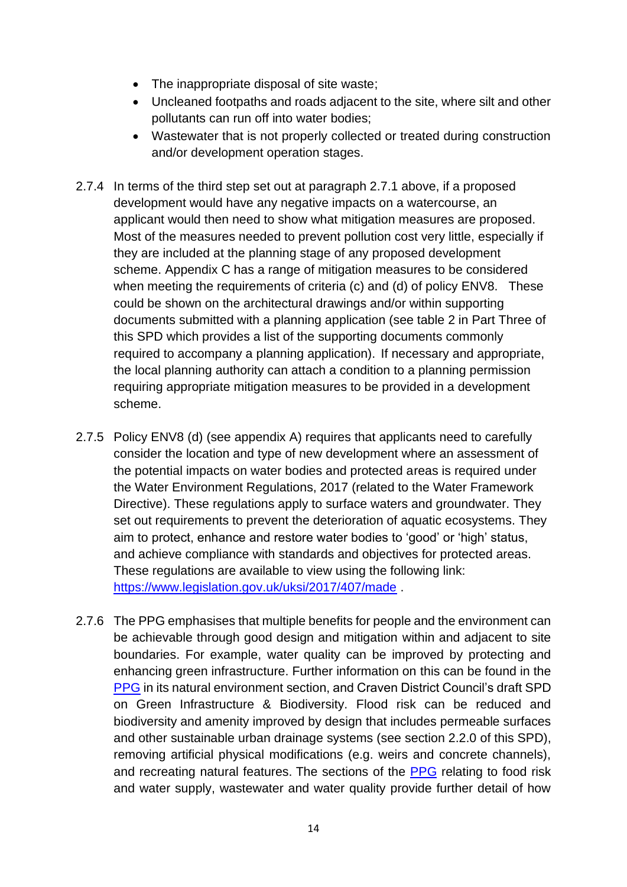- The inappropriate disposal of site waste;
- Uncleaned footpaths and roads adjacent to the site, where silt and other pollutants can run off into water bodies;
- Wastewater that is not properly collected or treated during construction and/or development operation stages.

2.7.4 In terms of the third step set out at paragraph 2.7.1 above, if a proposed development would have any negative impacts on a watercourse, an applicant would then need to show what mitigation measures are proposed. Most of the measures needed to prevent pollution cost very little, especially if they are included at the planning stage of any proposed development scheme. Appendix C has a range of mitigation measures to be considered when meeting the requirements of criteria (c) and (d) of policy ENV8. These could be shown on the architectural drawings and/or within supporting documents submitted with a planning application (see table 2 in Part Three of this SPD which provides a list of the supporting documents commonly required to accompany a planning application). If necessary and appropriate, the local planning authority can attach a condition to a planning permission requiring appropriate mitigation measures to be provided in a development scheme.

2.7.5 Policy ENV8 (d) (see appendix A) requires that applicants need to carefully consider the location and type of new development where an assessment of the potential impacts on water bodies and protected areas is required under the Water Environment Regulations, 2017 (related to the Water Framework Directive). These regulations apply to surface waters and groundwater. They set out requirements to prevent the deterioration of aquatic ecosystems. They aim to protect, enhance and restore water bodies to 'good' or 'high' status, and achieve compliance with standards and objectives for protected areas. These regulations are available to view using the following link: https://www.legislation.gov.uk/uksi/2017/407/made .

2.7.6 The PPG emphasises that multiple benefits for people and the environment can be achievable through good design and mitigation within and adjacent to site boundaries. For example, water quality can be improved by protecting and enhancing green infrastructure. Further information on this can be found in the PPG in its natural environment section, and Craven District Council's draft SPD on Green Infrastructure & Biodiversity. Flood risk can be reduced and biodiversity and amenity improved by design that includes permeable surfaces and other sustainable urban drainage systems (see section 2.2.0 of this SPD), removing artificial physical modifications (e.g. weirs and concrete channels), and recreating natural features. The sections of the PPG relating to food risk and water supply, wastewater and water quality provide further detail of how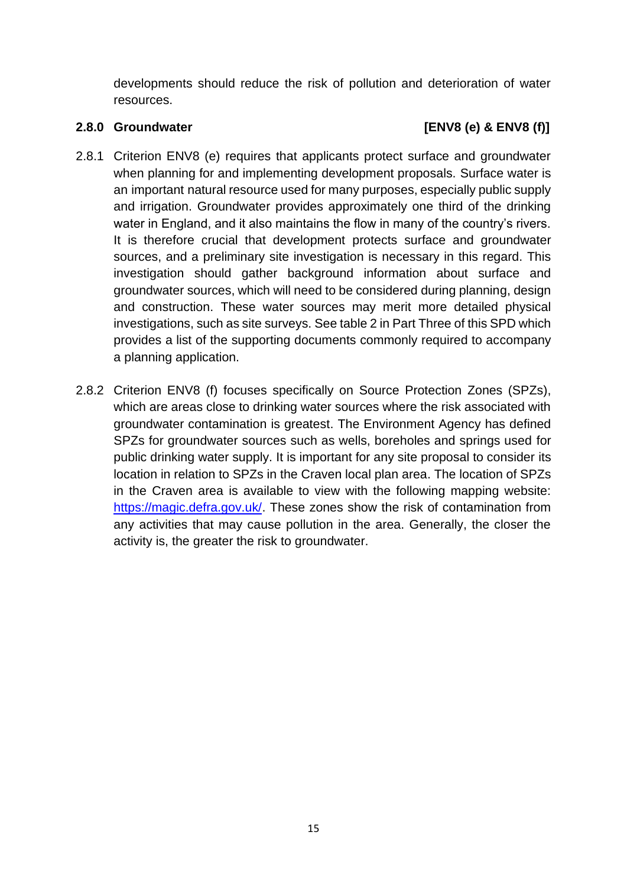developments should reduce the risk of pollution and deterioration of water resources.

### 2.8.0 Groundwater [ENV8 (e) & ENV8 (f)]

2.8.1 Criterion ENV8 (e) requires that applicants protect surface and groundwater when planning for and implementing development proposals. Surface water is an important natural resource used for many purposes, especially public supply and irrigation. Groundwater provides approximately one third of the drinking water in England, and it also maintains the flow in many of the country's rivers. It is therefore crucial that development protects surface and groundwater sources, and a preliminary site investigation is necessary in this regard. This investigation should gather background information about surface and groundwater sources, which will need to be considered during planning, design and construction. These water sources may merit more detailed physical investigations, such as site surveys. See table 2 in Part Three of this SPD which provides a list of the supporting documents commonly required to accompany a planning application.

2.8.2 Criterion ENV8 (f) focuses specifically on Source Protection Zones (SPZs), which are areas close to drinking water sources where the risk associated with groundwater contamination is greatest. The Environment Agency has defined SPZs for groundwater sources such as wells, boreholes and springs used for public drinking water supply. It is important for any site proposal to consider its location in relation to SPZs in the Craven local plan area. The location of SPZs in the Craven area is available to view with the following mapping website: https://magic.defra.gov.uk/. These zones show the risk of contamination from any activities that may cause pollution in the area. Generally, the closer the activity is, the greater the risk to groundwater.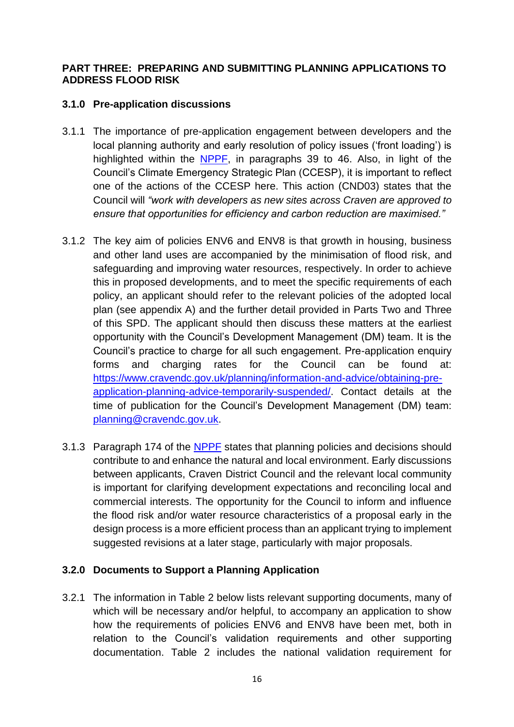## PART THREE: PREPARING AND SUBMITTING PLANNING APPLICATIONS TO ADDRESS FLOOD RISK

### 3.1.0 Pre-application discussions

3.1.1 The importance of pre-application engagement between developers and the local planning authority and early resolution of policy issues ('front loading') is highlighted within the [NPPF](), in paragraphs 39 to 46. Also, in light of the Council's Climate Emergency Strategic Plan (CCESP), it is important to reflect one of the actions of the CCESP here. This action (CND03) states that the Council will *"work with developers as new sites across Craven are approved to ensure that opportunities for efficiency and carbon reduction are maximised."*

3.1.2 The key aim of policies ENV6 and ENV8 is that growth in housing, business and other land uses are accompanied by the minimisation of flood risk, and safeguarding and improving water resources, respectively. In order to achieve this in proposed developments, and to meet the specific requirements of each policy, an applicant should refer to the relevant policies of the adopted local plan (see appendix A) and the further detail provided in Parts Two and Three of this SPD. The applicant should then discuss these matters at the earliest opportunity with the Council's Development Management (DM) team. It is the Council's practice to charge for all such engagement. Pre-application enquiry forms and charging rates for the Council can be found at: [https://www.cravendc.gov.uk/planning/information-and-advice/obtaining-pre-application-planning-advice-temporarily-suspended/](https://www.cravendc.gov.uk/planning/information-and-advice/obtaining-pre-application-planning-advice-temporarily-suspended/). Contact details at the time of publication for the Council's Development Management (DM) team: [planning@cravendc.gov.uk](mailto:planning@cravendc.gov.uk).

3.1.3 Paragraph 174 of the [NPPF]() states that planning policies and decisions should contribute to and enhance the natural and local environment. Early discussions between applicants, Craven District Council and the relevant local community is important for clarifying development expectations and reconciling local and commercial interests. The opportunity for the Council to inform and influence the flood risk and/or water resource characteristics of a proposal early in the design process is a more efficient process than an applicant trying to implement suggested revisions at a later stage, particularly with major proposals.

### 3.2.0 Documents to Support a Planning Application

3.2.1 The information in Table 2 below lists relevant supporting documents, many of which will be necessary and/or helpful, to accompany an application to show how the requirements of policies ENV6 and ENV8 have been met, both in relation to the Council's validation requirements and other supporting documentation. Table 2 includes the national validation requirement for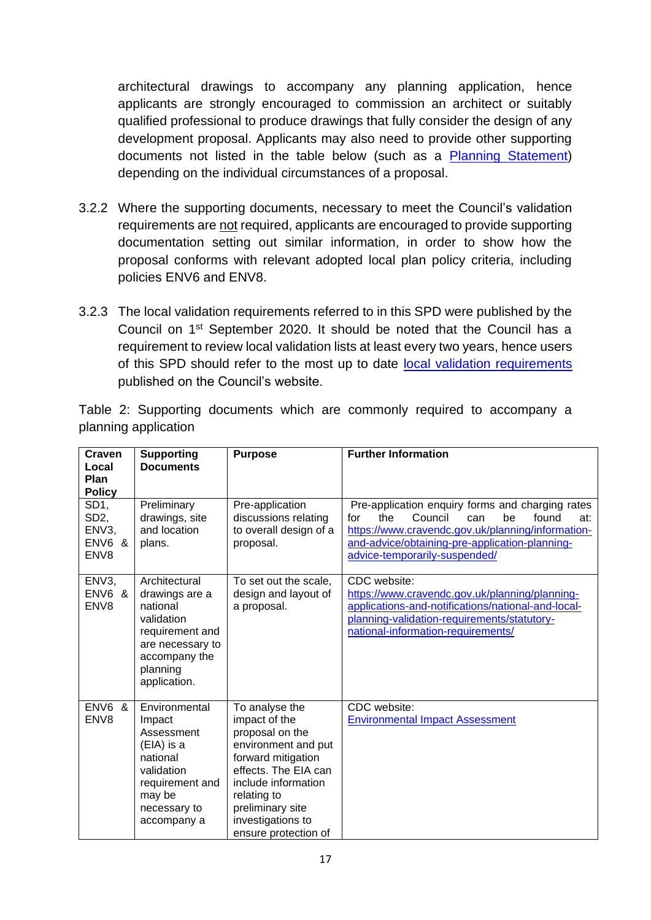architectural drawings to accompany any planning application, hence applicants are strongly encouraged to commission an architect or suitably qualified professional to produce drawings that fully consider the design of any development proposal. Applicants may also need to provide other supporting documents not listed in the table below (such as a [Planning Statement]) depending on the individual circumstances of a proposal.

3.2.2 Where the supporting documents, necessary to meet the Council's validation requirements are not required, applicants are encouraged to provide supporting documentation setting out similar information, in order to show how the proposal conforms with relevant adopted local plan policy criteria, including policies ENV6 and ENV8.

3.2.3 The local validation requirements referred to in this SPD were published by the Council on 1st September 2020. It should be noted that the Council has a requirement to review local validation lists at least every two years, hence users of this SPD should refer to the most up to date [local validation requirements] published on the Council's website.

Table 2: Supporting documents which are commonly required to accompany a planning application

| Craven Local Plan Policy | Supporting Documents | Purpose | Further Information |
|---|---|---|---|
| SD1, SD2, ENV3, ENV6 & ENV8 | Preliminary drawings, site and location plans. | Pre-application discussions relating to overall design of a proposal. | Pre-application enquiry forms and charging rates for the Council can be found at: https://www.cravendc.gov.uk/planning/information-and-advice/obtaining-pre-application-planning-advice-temporarily-suspended/ |
| ENV3, ENV6 & ENV8 | Architectural drawings are a national validation requirement and are necessary to accompany the planning application. | To set out the scale, design and layout of a proposal. | CDC website: https://www.cravendc.gov.uk/planning/planning-applications-and-notifications/national-and-local-planning-validation-requirements/statutory-national-information-requirements/ |
| ENV6 & ENV8 | Environmental Impact Assessment (EIA) is a national validation requirement and may be necessary to accompany a | To analyse the impact of the proposal on the environment and put forward mitigation effects. The EIA can include information relating to preliminary site investigations to ensure protection of | CDC website: [Environmental Impact Assessment] |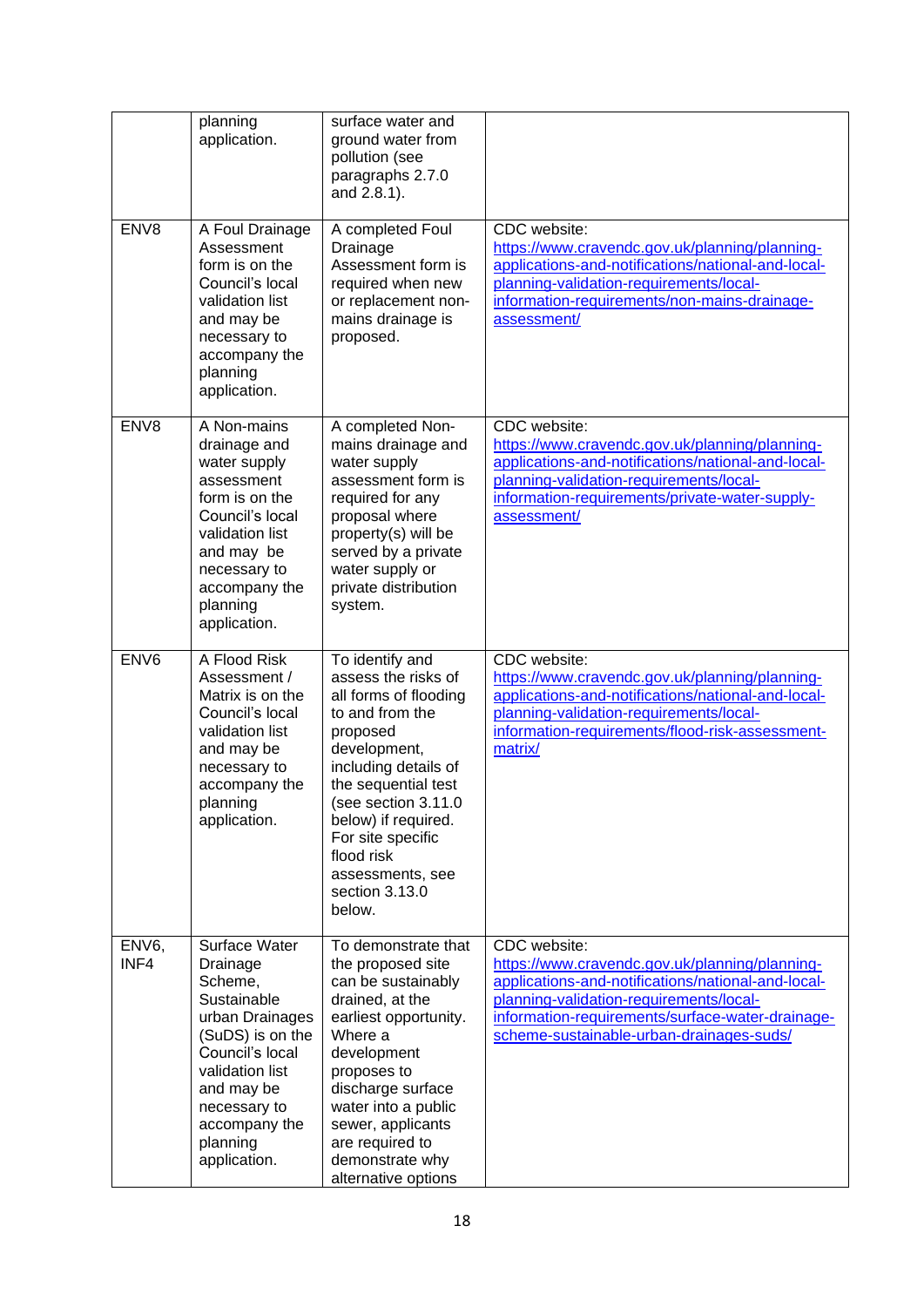| | | | |
|---|---|---|---|
| | planning application. | surface water and ground water from pollution (see paragraphs 2.7.0 and 2.8.1). | |
| ENV8 | A Foul Drainage Assessment form is on the Council's local validation list and may be necessary to accompany the planning application. | A completed Foul Drainage Assessment form is required when new or replacement non-mains drainage is proposed. | CDC website: [https://www.cravendc.gov.uk/planning/planning-applications-and-notifications/national-and-local-planning-validation-requirements/local-information-requirements/non-mains-drainage-assessment/](https://www.cravendc.gov.uk/planning/planning-applications-and-notifications/national-and-local-planning-validation-requirements/local-information-requirements/non-mains-drainage-assessment/) |
| ENV8 | A Non-mains drainage and water supply assessment form is on the Council's local validation list and may be necessary to accompany the planning application. | A completed Non-mains drainage and water supply assessment form is required for any proposal where property(s) will be served by a private water supply or private distribution system. | CDC website: [https://www.cravendc.gov.uk/planning/planning-applications-and-notifications/national-and-local-planning-validation-requirements/local-information-requirements/private-water-supply-assessment/](https://www.cravendc.gov.uk/planning/planning-applications-and-notifications/national-and-local-planning-validation-requirements/local-information-requirements/private-water-supply-assessment/) |
| ENV6 | A Flood Risk Assessment / Matrix is on the Council's local validation list and may be necessary to accompany the planning application. | To identify and assess the risks of all forms of flooding to and from the proposed development, including details of the sequential test (see section 3.11.0 below) if required. For site specific flood risk assessments, see section 3.13.0 below. | CDC website: [https://www.cravendc.gov.uk/planning/planning-applications-and-notifications/national-and-local-planning-validation-requirements/local-information-requirements/flood-risk-assessment-matrix/](https://www.cravendc.gov.uk/planning/planning-applications-and-notifications/national-and-local-planning-validation-requirements/local-information-requirements/flood-risk-assessment-matrix/) |
| ENV6, INF4 | Surface Water Drainage Scheme, Sustainable urban Drainages (SuDS) is on the Council's local validation list and may be necessary to accompany the planning application. | To demonstrate that the proposed site can be sustainably drained, at the earliest opportunity. Where a development proposes to discharge surface water into a public sewer, applicants are required to demonstrate why alternative options | CDC website: [https://www.cravendc.gov.uk/planning/planning-applications-and-notifications/national-and-local-planning-validation-requirements/local-information-requirements/surface-water-drainage-scheme-sustainable-urban-drainages-suds/](https://www.cravendc.gov.uk/planning/planning-applications-and-notifications/national-and-local-planning-validation-requirements/local-information-requirements/surface-water-drainage-scheme-sustainable-urban-drainages-suds/) |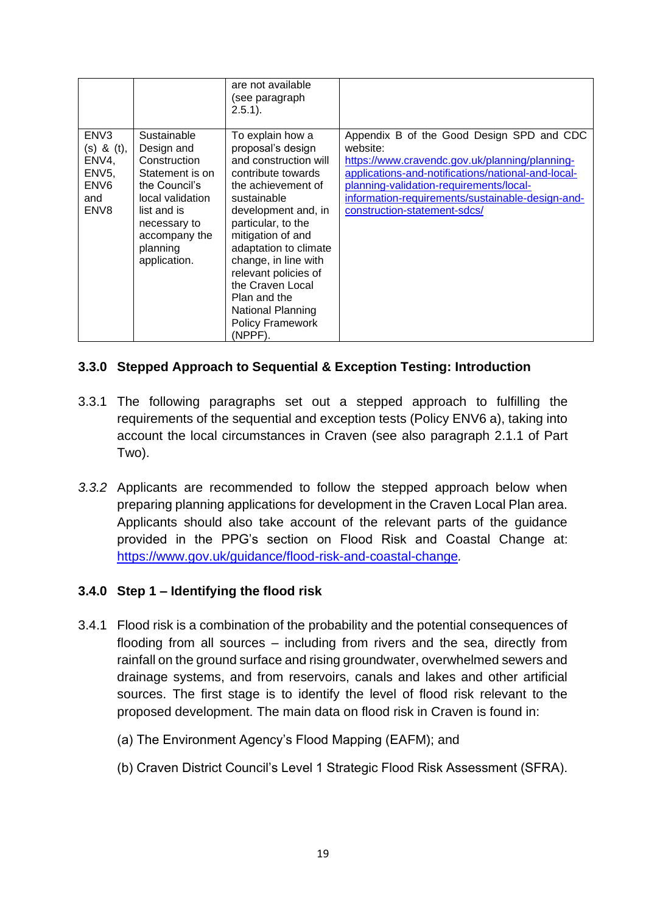| | | are not available (see paragraph 2.5.1). | |
|---|---|---|---|
| ENV3 (s) & (t), ENV4, ENV5, ENV6 and ENV8 | Sustainable Design and Construction Statement is on the Council's local validation list and is necessary to accompany the planning application. | To explain how a proposal's design and construction will contribute towards the achievement of sustainable development and, in particular, to the mitigation of and adaptation to climate change, in line with relevant policies of the Craven Local Plan and the National Planning Policy Framework (NPPF). | Appendix B of the Good Design SPD and CDC website: https://www.cravendc.gov.uk/planning/planning-applications-and-notifications/national-and-local-planning-validation-requirements/local-information-requirements/sustainable-design-and-construction-statement-sdcs/ |

### 3.3.0 Stepped Approach to Sequential & Exception Testing: Introduction

3.3.1 The following paragraphs set out a stepped approach to fulfilling the requirements of the sequential and exception tests (Policy ENV6 a), taking into account the local circumstances in Craven (see also paragraph 2.1.1 of Part Two).

*3.3.2* Applicants are recommended to follow the stepped approach below when preparing planning applications for development in the Craven Local Plan area. Applicants should also take account of the relevant parts of the guidance provided in the PPG's section on Flood Risk and Coastal Change at: https://www.gov.uk/guidance/flood-risk-and-coastal-change.

### 3.4.0 Step 1 – Identifying the flood risk

3.4.1 Flood risk is a combination of the probability and the potential consequences of flooding from all sources – including from rivers and the sea, directly from rainfall on the ground surface and rising groundwater, overwhelmed sewers and drainage systems, and from reservoirs, canals and lakes and other artificial sources. The first stage is to identify the level of flood risk relevant to the proposed development. The main data on flood risk in Craven is found in:

(a) The Environment Agency's Flood Mapping (EAFM); and

(b) Craven District Council's Level 1 Strategic Flood Risk Assessment (SFRA).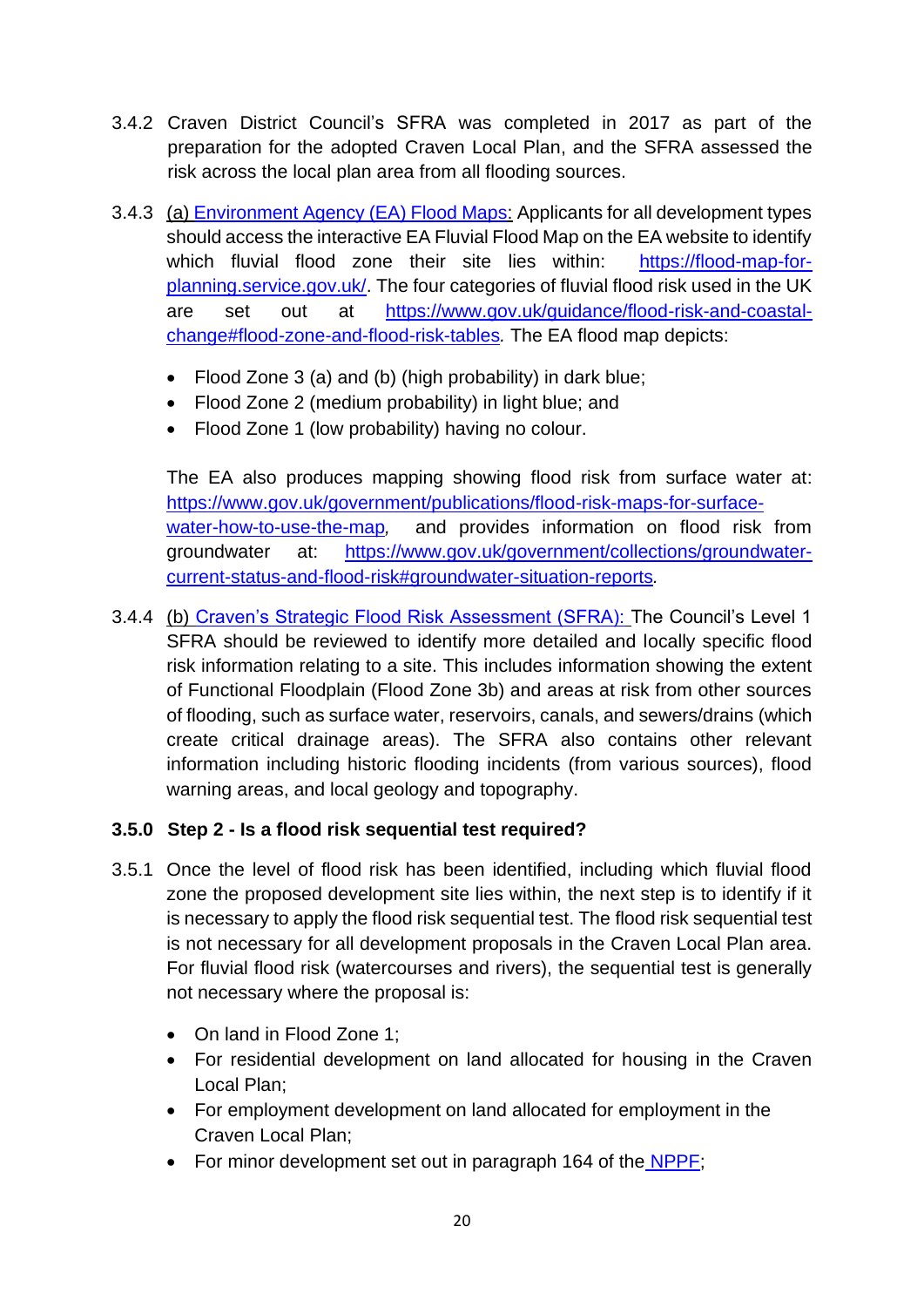3.4.2 Craven District Council's SFRA was completed in 2017 as part of the preparation for the adopted Craven Local Plan, and the SFRA assessed the risk across the local plan area from all flooding sources.

3.4.3 (a) Environment Agency (EA) Flood Maps: Applicants for all development types should access the interactive EA Fluvial Flood Map on the EA website to identify which fluvial flood zone their site lies within: https://flood-map-for-planning.service.gov.uk/. The four categories of fluvial flood risk used in the UK are set out at https://www.gov.uk/guidance/flood-risk-and-coastal-change#flood-zone-and-flood-risk-tables. The EA flood map depicts:

- Flood Zone 3 (a) and (b) (high probability) in dark blue;
- Flood Zone 2 (medium probability) in light blue; and
- Flood Zone 1 (low probability) having no colour.

The EA also produces mapping showing flood risk from surface water at: https://www.gov.uk/government/publications/flood-risk-maps-for-surface-water-how-to-use-the-map, and provides information on flood risk from groundwater at: https://www.gov.uk/government/collections/groundwater-current-status-and-flood-risk#groundwater-situation-reports.

3.4.4 (b) Craven's Strategic Flood Risk Assessment (SFRA): The Council's Level 1 SFRA should be reviewed to identify more detailed and locally specific flood risk information relating to a site. This includes information showing the extent of Functional Floodplain (Flood Zone 3b) and areas at risk from other sources of flooding, such as surface water, reservoirs, canals, and sewers/drains (which create critical drainage areas). The SFRA also contains other relevant information including historic flooding incidents (from various sources), flood warning areas, and local geology and topography.

### 3.5.0 Step 2 - Is a flood risk sequential test required?

3.5.1 Once the level of flood risk has been identified, including which fluvial flood zone the proposed development site lies within, the next step is to identify if it is necessary to apply the flood risk sequential test. The flood risk sequential test is not necessary for all development proposals in the Craven Local Plan area. For fluvial flood risk (watercourses and rivers), the sequential test is generally not necessary where the proposal is:

- On land in Flood Zone 1;
- For residential development on land allocated for housing in the Craven Local Plan;
- For employment development on land allocated for employment in the Craven Local Plan;
- For minor development set out in paragraph 164 of the NPPF;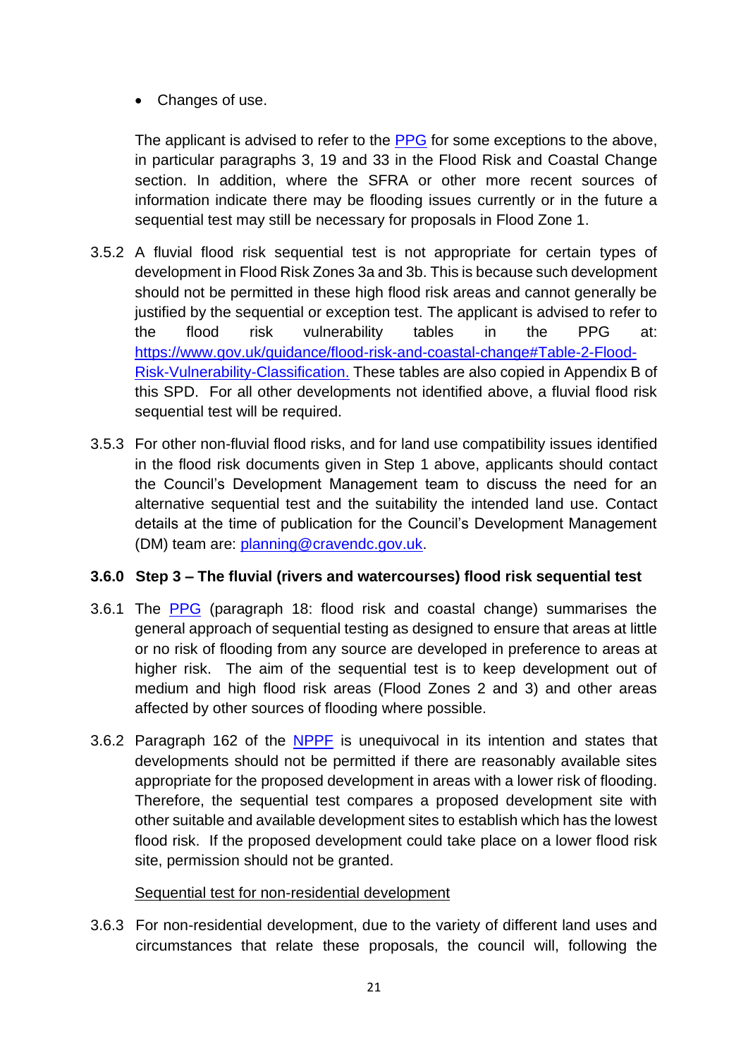- Changes of use.

The applicant is advised to refer to the PPG for some exceptions to the above, in particular paragraphs 3, 19 and 33 in the Flood Risk and Coastal Change section. In addition, where the SFRA or other more recent sources of information indicate there may be flooding issues currently or in the future a sequential test may still be necessary for proposals in Flood Zone 1.

3.5.2 A fluvial flood risk sequential test is not appropriate for certain types of development in Flood Risk Zones 3a and 3b. This is because such development should not be permitted in these high flood risk areas and cannot generally be justified by the sequential or exception test. The applicant is advised to refer to the flood risk vulnerability tables in the PPG at: https://www.gov.uk/guidance/flood-risk-and-coastal-change#Table-2-Flood-Risk-Vulnerability-Classification. These tables are also copied in Appendix B of this SPD. For all other developments not identified above, a fluvial flood risk sequential test will be required.

3.5.3 For other non-fluvial flood risks, and for land use compatibility issues identified in the flood risk documents given in Step 1 above, applicants should contact the Council's Development Management team to discuss the need for an alternative sequential test and the suitability the intended land use. Contact details at the time of publication for the Council's Development Management (DM) team are: planning@cravendc.gov.uk.

### 3.6.0 Step 3 – The fluvial (rivers and watercourses) flood risk sequential test

3.6.1 The PPG (paragraph 18: flood risk and coastal change) summarises the general approach of sequential testing as designed to ensure that areas at little or no risk of flooding from any source are developed in preference to areas at higher risk. The aim of the sequential test is to keep development out of medium and high flood risk areas (Flood Zones 2 and 3) and other areas affected by other sources of flooding where possible.

3.6.2 Paragraph 162 of the NPPF is unequivocal in its intention and states that developments should not be permitted if there are reasonably available sites appropriate for the proposed development in areas with a lower risk of flooding. Therefore, the sequential test compares a proposed development site with other suitable and available development sites to establish which has the lowest flood risk. If the proposed development could take place on a lower flood risk site, permission should not be granted.

<u>Sequential test for non-residential development</u>

3.6.3 For non-residential development, due to the variety of different land uses and circumstances that relate these proposals, the council will, following the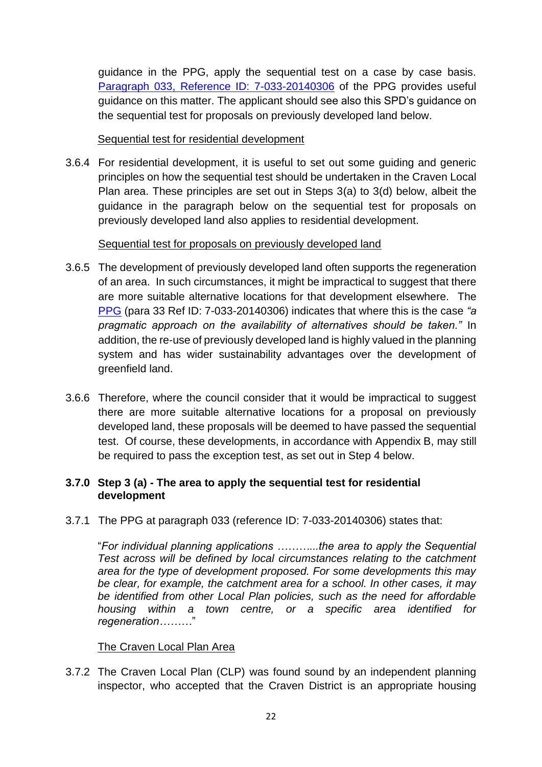guidance in the PPG, apply the sequential test on a case by case basis. Paragraph 033, Reference ID: 7-033-20140306 of the PPG provides useful guidance on this matter. The applicant should see also this SPD's guidance on the sequential test for proposals on previously developed land below.

Sequential test for residential development

3.6.4 For residential development, it is useful to set out some guiding and generic principles on how the sequential test should be undertaken in the Craven Local Plan area. These principles are set out in Steps 3(a) to 3(d) below, albeit the guidance in the paragraph below on the sequential test for proposals on previously developed land also applies to residential development.

Sequential test for proposals on previously developed land

3.6.5 The development of previously developed land often supports the regeneration of an area. In such circumstances, it might be impractical to suggest that there are more suitable alternative locations for that development elsewhere. The PPG (para 33 Ref ID: 7-033-20140306) indicates that where this is the case *"a pragmatic approach on the availability of alternatives should be taken."* In addition, the re-use of previously developed land is highly valued in the planning system and has wider sustainability advantages over the development of greenfield land.

3.6.6 Therefore, where the council consider that it would be impractical to suggest there are more suitable alternative locations for a proposal on previously developed land, these proposals will be deemed to have passed the sequential test. Of course, these developments, in accordance with Appendix B, may still be required to pass the exception test, as set out in Step 4 below.

### 3.7.0 Step 3 (a) - The area to apply the sequential test for residential development

3.7.1 The PPG at paragraph 033 (reference ID: 7-033-20140306) states that:

"*For individual planning applications ………...the area to apply the Sequential Test across will be defined by local circumstances relating to the catchment area for the type of development proposed. For some developments this may be clear, for example, the catchment area for a school. In other cases, it may be identified from other Local Plan policies, such as the need for affordable housing within a town centre, or a specific area identified for regeneration………*"

The Craven Local Plan Area

3.7.2 The Craven Local Plan (CLP) was found sound by an independent planning inspector, who accepted that the Craven District is an appropriate housing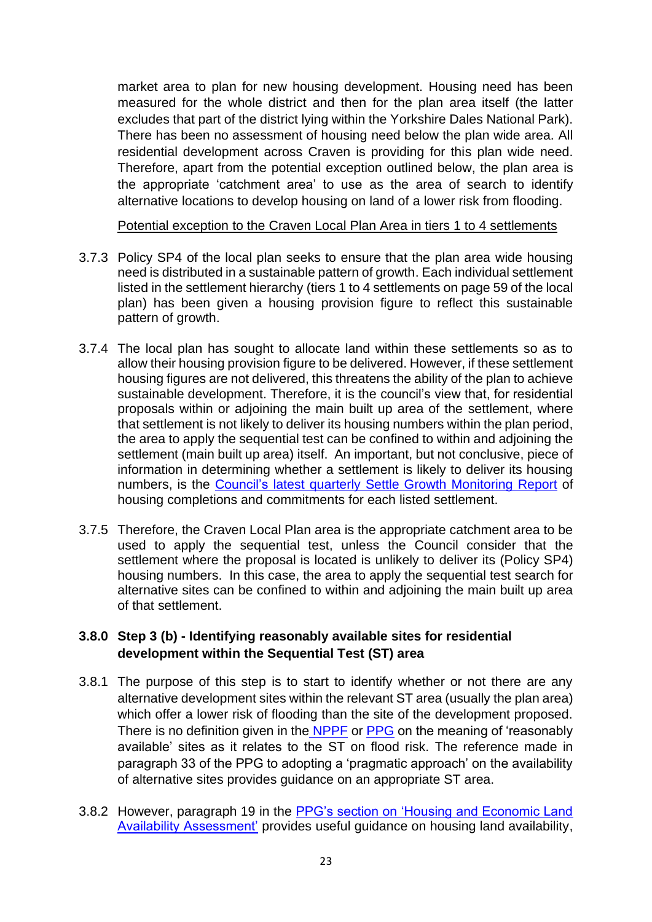market area to plan for new housing development. Housing need has been measured for the whole district and then for the plan area itself (the latter excludes that part of the district lying within the Yorkshire Dales National Park). There has been no assessment of housing need below the plan wide area. All residential development across Craven is providing for this plan wide need. Therefore, apart from the potential exception outlined below, the plan area is the appropriate 'catchment area' to use as the area of search to identify alternative locations to develop housing on land of a lower risk from flooding.

Potential exception to the Craven Local Plan Area in tiers 1 to 4 settlements

3.7.3 Policy SP4 of the local plan seeks to ensure that the plan area wide housing need is distributed in a sustainable pattern of growth. Each individual settlement listed in the settlement hierarchy (tiers 1 to 4 settlements on page 59 of the local plan) has been given a housing provision figure to reflect this sustainable pattern of growth.

3.7.4 The local plan has sought to allocate land within these settlements so as to allow their housing provision figure to be delivered. However, if these settlement housing figures are not delivered, this threatens the ability of the plan to achieve sustainable development. Therefore, it is the council's view that, for residential proposals within or adjoining the main built up area of the settlement, where that settlement is not likely to deliver its housing numbers within the plan period, the area to apply the sequential test can be confined to within and adjoining the settlement (main built up area) itself. An important, but not conclusive, piece of information in determining whether a settlement is likely to deliver its housing numbers, is the Council's latest quarterly Settle Growth Monitoring Report of housing completions and commitments for each listed settlement.

3.7.5 Therefore, the Craven Local Plan area is the appropriate catchment area to be used to apply the sequential test, unless the Council consider that the settlement where the proposal is located is unlikely to deliver its (Policy SP4) housing numbers. In this case, the area to apply the sequential test search for alternative sites can be confined to within and adjoining the main built up area of that settlement.

### 3.8.0 Step 3 (b) - Identifying reasonably available sites for residential development within the Sequential Test (ST) area

3.8.1 The purpose of this step is to start to identify whether or not there are any alternative development sites within the relevant ST area (usually the plan area) which offer a lower risk of flooding than the site of the development proposed. There is no definition given in the NPPF or PPG on the meaning of 'reasonably available' sites as it relates to the ST on flood risk. The reference made in paragraph 33 of the PPG to adopting a 'pragmatic approach' on the availability of alternative sites provides guidance on an appropriate ST area.

3.8.2 However, paragraph 19 in the PPG's section on 'Housing and Economic Land Availability Assessment' provides useful guidance on housing land availability,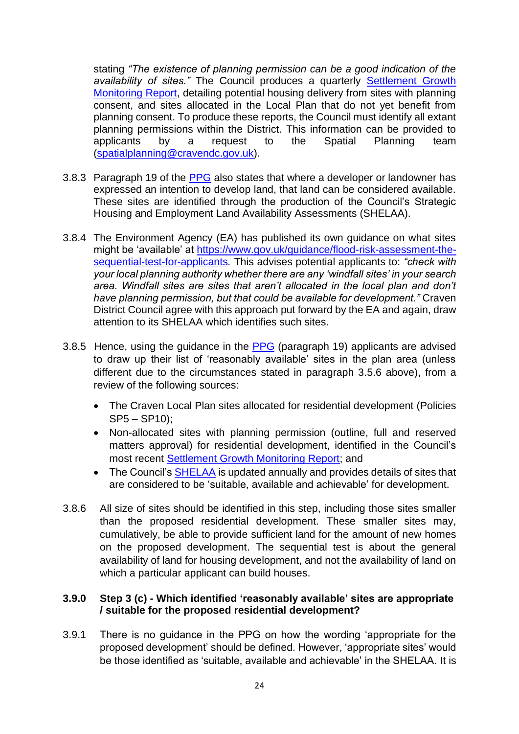stating *"The existence of planning permission can be a good indication of the availability of sites."* The Council produces a quarterly Settlement Growth Monitoring Report, detailing potential housing delivery from sites with planning consent, and sites allocated in the Local Plan that do not yet benefit from planning consent. To produce these reports, the Council must identify all extant planning permissions within the District. This information can be provided to applicants by a request to the Spatial Planning team (spatialplanning@cravendc.gov.uk).

3.8.3 Paragraph 19 of the PPG also states that where a developer or landowner has expressed an intention to develop land, that land can be considered available. These sites are identified through the production of the Council's Strategic Housing and Employment Land Availability Assessments (SHELAA).

3.8.4 The Environment Agency (EA) has published its own guidance on what sites might be 'available' at https://www.gov.uk/guidance/flood-risk-assessment-the-sequential-test-for-applicants*.* This advises potential applicants to: *"check with your local planning authority whether there are any 'windfall sites' in your search area. Windfall sites are sites that aren't allocated in the local plan and don't have planning permission, but that could be available for development."* Craven District Council agree with this approach put forward by the EA and again, draw attention to its SHELAA which identifies such sites.

3.8.5 Hence, using the guidance in the PPG (paragraph 19) applicants are advised to draw up their list of 'reasonably available' sites in the plan area (unless different due to the circumstances stated in paragraph 3.5.6 above), from a review of the following sources:

- The Craven Local Plan sites allocated for residential development (Policies SP5 – SP10);
- Non-allocated sites with planning permission (outline, full and reserved matters approval) for residential development, identified in the Council's most recent Settlement Growth Monitoring Report; and
- The Council's SHELAA is updated annually and provides details of sites that are considered to be 'suitable, available and achievable' for development.

3.8.6 All size of sites should be identified in this step, including those sites smaller than the proposed residential development. These smaller sites may, cumulatively, be able to provide sufficient land for the amount of new homes on the proposed development. The sequential test is about the general availability of land for housing development, and not the availability of land on which a particular applicant can build houses.

### 3.9.0 Step 3 (c) - Which identified 'reasonably available' sites are appropriate / suitable for the proposed residential development?

3.9.1 There is no guidance in the PPG on how the wording 'appropriate for the proposed development' should be defined. However, 'appropriate sites' would be those identified as 'suitable, available and achievable' in the SHELAA. It is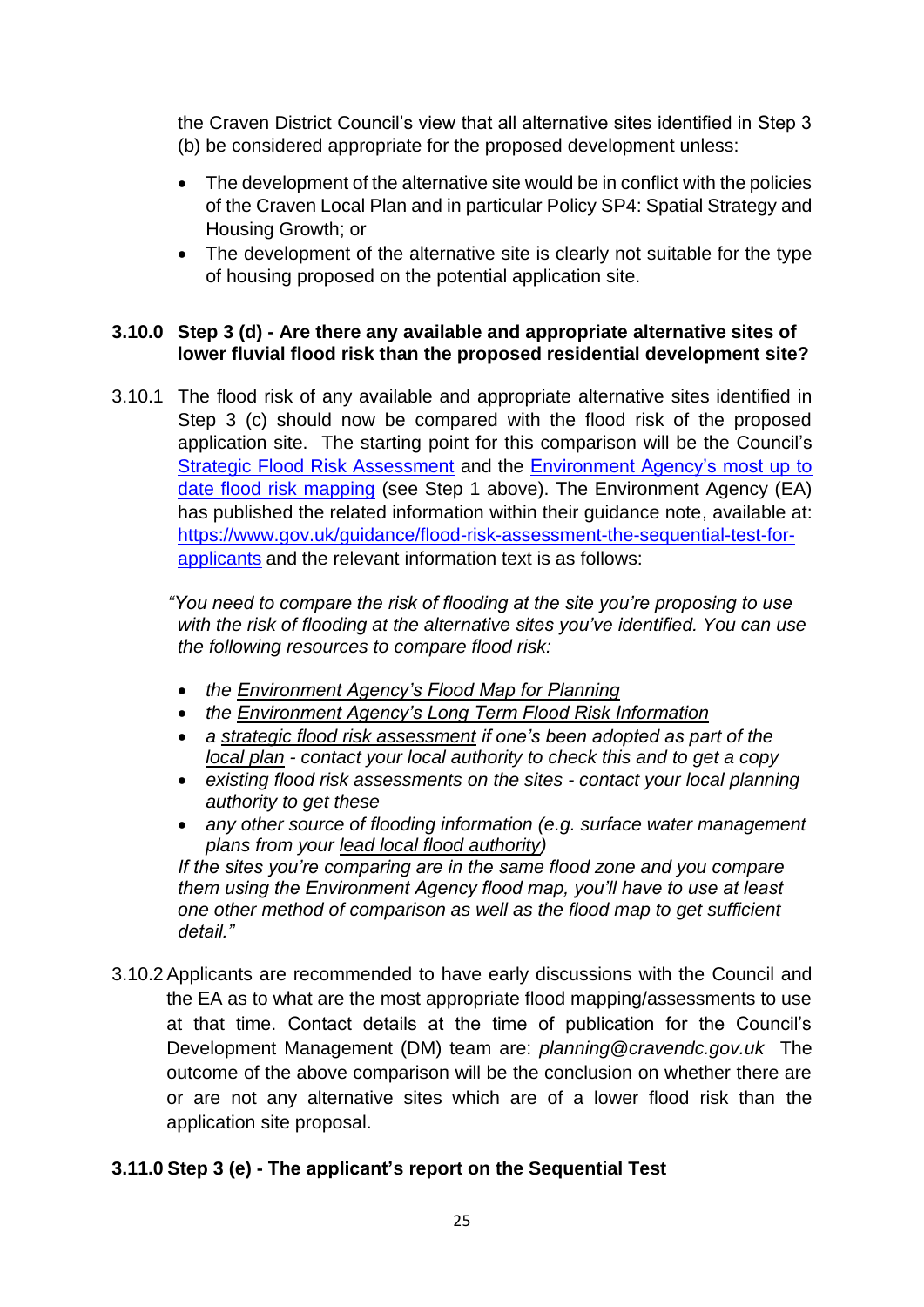the Craven District Council's view that all alternative sites identified in Step 3 (b) be considered appropriate for the proposed development unless:

- The development of the alternative site would be in conflict with the policies of the Craven Local Plan and in particular Policy SP4: Spatial Strategy and Housing Growth; or
- The development of the alternative site is clearly not suitable for the type of housing proposed on the potential application site.

### 3.10.0 Step 3 (d) - Are there any available and appropriate alternative sites of lower fluvial flood risk than the proposed residential development site?

3.10.1 The flood risk of any available and appropriate alternative sites identified in Step 3 (c) should now be compared with the flood risk of the proposed application site. The starting point for this comparison will be the Council's Strategic Flood Risk Assessment and the Environment Agency's most up to date flood risk mapping (see Step 1 above). The Environment Agency (EA) has published the related information within their guidance note, available at: https://www.gov.uk/guidance/flood-risk-assessment-the-sequential-test-for-applicants and the relevant information text is as follows:

*"You need to compare the risk of flooding at the site you're proposing to use with the risk of flooding at the alternative sites you've identified. You can use the following resources to compare flood risk:*

- *the Environment Agency's Flood Map for Planning*
- *the Environment Agency's Long Term Flood Risk Information*
- *a strategic flood risk assessment if one's been adopted as part of the local plan - contact your local authority to check this and to get a copy*
- *existing flood risk assessments on the sites - contact your local planning authority to get these*
- *any other source of flooding information (e.g. surface water management plans from your lead local flood authority)*

*If the sites you're comparing are in the same flood zone and you compare them using the Environment Agency flood map, you'll have to use at least one other method of comparison as well as the flood map to get sufficient detail."*

3.10.2 Applicants are recommended to have early discussions with the Council and the EA as to what are the most appropriate flood mapping/assessments to use at that time. Contact details at the time of publication for the Council's Development Management (DM) team are: *planning@cravendc.gov.uk* The outcome of the above comparison will be the conclusion on whether there are or are not any alternative sites which are of a lower flood risk than the application site proposal.

### 3.11.0 Step 3 (e) - The applicant's report on the Sequential Test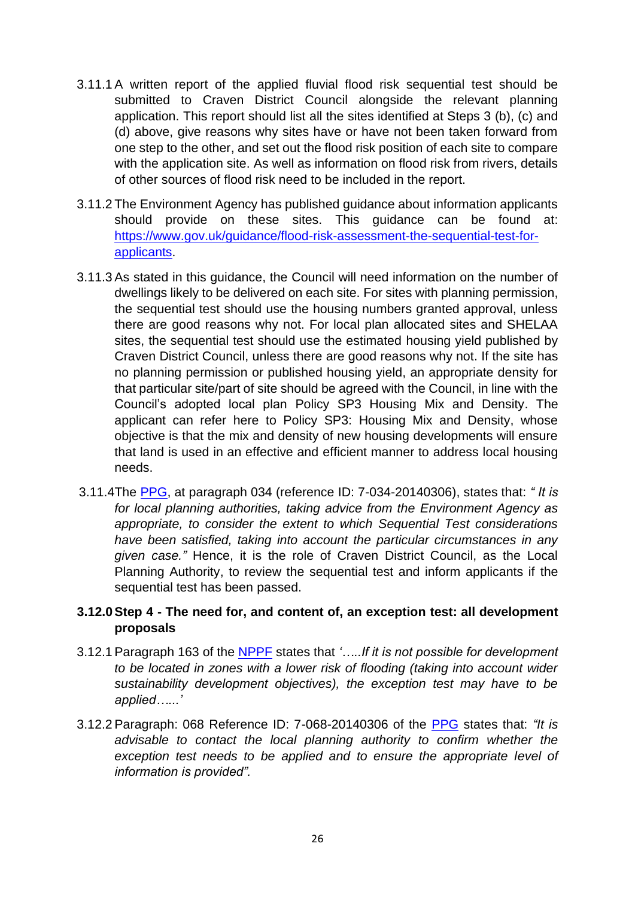3.11.1 A written report of the applied fluvial flood risk sequential test should be submitted to Craven District Council alongside the relevant planning application. This report should list all the sites identified at Steps 3 (b), (c) and (d) above, give reasons why sites have or have not been taken forward from one step to the other, and set out the flood risk position of each site to compare with the application site. As well as information on flood risk from rivers, details of other sources of flood risk need to be included in the report.

3.11.2 The Environment Agency has published guidance about information applicants should provide on these sites. This guidance can be found at: [https://www.gov.uk/guidance/flood-risk-assessment-the-sequential-test-for-applicants](https://www.gov.uk/guidance/flood-risk-assessment-the-sequential-test-for-applicants).

3.11.3 As stated in this guidance, the Council will need information on the number of dwellings likely to be delivered on each site. For sites with planning permission, the sequential test should use the housing numbers granted approval, unless there are good reasons why not. For local plan allocated sites and SHELAA sites, the sequential test should use the estimated housing yield published by Craven District Council, unless there are good reasons why not. If the site has no planning permission or published housing yield, an appropriate density for that particular site/part of site should be agreed with the Council, in line with the Council's adopted local plan Policy SP3 Housing Mix and Density. The applicant can refer here to Policy SP3: Housing Mix and Density, whose objective is that the mix and density of new housing developments will ensure that land is used in an effective and efficient manner to address local housing needs.

3.11.4 The PPG, at paragraph 034 (reference ID: 7-034-20140306), states that: *" It is for local planning authorities, taking advice from the Environment Agency as appropriate, to consider the extent to which Sequential Test considerations have been satisfied, taking into account the particular circumstances in any given case."* Hence, it is the role of Craven District Council, as the Local Planning Authority, to review the sequential test and inform applicants if the sequential test has been passed.

**3.12.0 Step 4 - The need for, and content of, an exception test: all development proposals**

3.12.1 Paragraph 163 of the NPPF states that *'…..If it is not possible for development to be located in zones with a lower risk of flooding (taking into account wider sustainability development objectives), the exception test may have to be applied…...'*

3.12.2 Paragraph: 068 Reference ID: 7-068-20140306 of the PPG states that: *"It is advisable to contact the local planning authority to confirm whether the exception test needs to be applied and to ensure the appropriate level of information is provided".*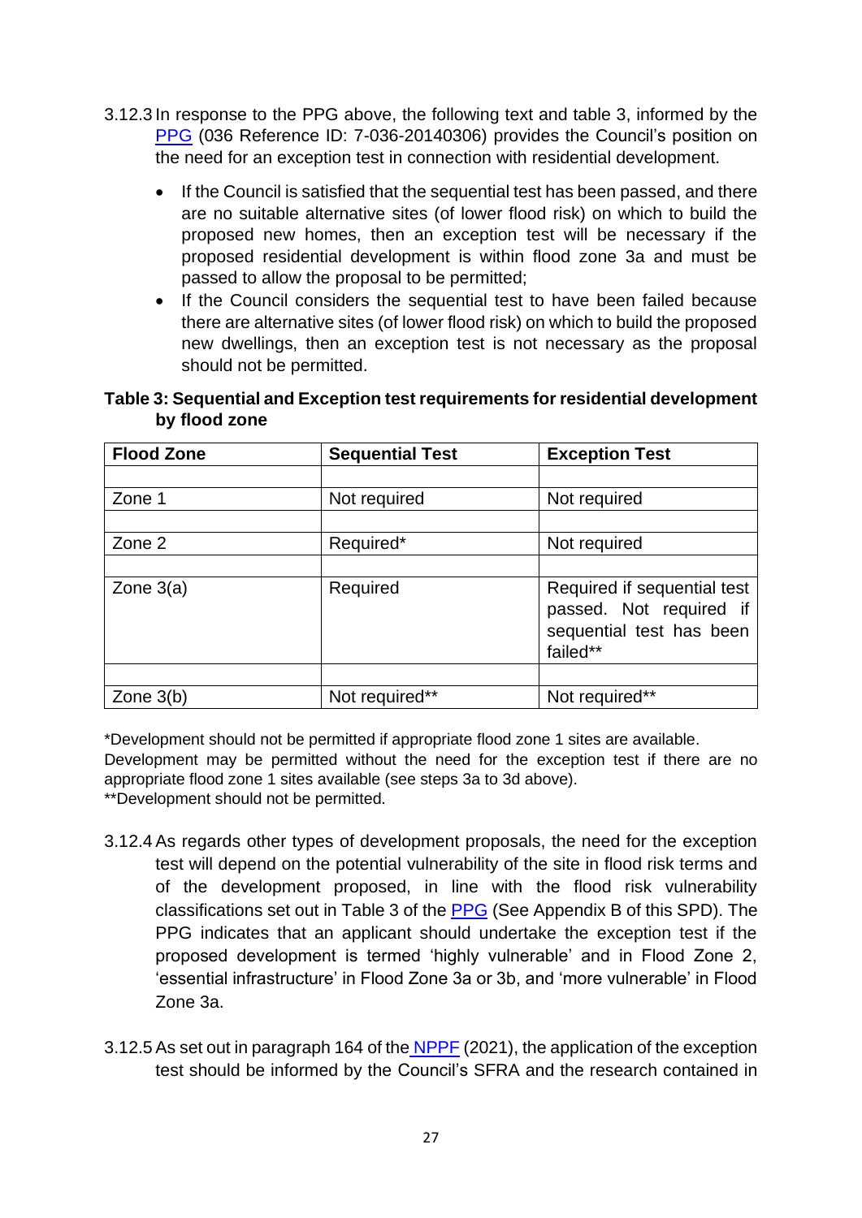3.12.3 In response to the PPG above, the following text and table 3, informed by the [PPG](#) (036 Reference ID: 7-036-20140306) provides the Council's position on the need for an exception test in connection with residential development.

- If the Council is satisfied that the sequential test has been passed, and there are no suitable alternative sites (of lower flood risk) on which to build the proposed new homes, then an exception test will be necessary if the proposed residential development is within flood zone 3a and must be passed to allow the proposal to be permitted;
- If the Council considers the sequential test to have been failed because there are alternative sites (of lower flood risk) on which to build the proposed new dwellings, then an exception test is not necessary as the proposal should not be permitted.

**Table 3: Sequential and Exception test requirements for residential development by flood zone**

| Flood Zone | Sequential Test | Exception Test |
|---|---|---|
| | | |
| Zone 1 | Not required | Not required |
| | | |
| Zone 2 | Required* | Not required |
| | | |
| Zone 3(a) | Required | Required if sequential test passed. Not required if sequential test has been failed** |
| | | |
| Zone 3(b) | Not required** | Not required** |

*Development should not be permitted if appropriate flood zone 1 sites are available.
Development may be permitted without the need for the exception test if there are no appropriate flood zone 1 sites available (see steps 3a to 3d above).
**Development should not be permitted.

3.12.4 As regards other types of development proposals, the need for the exception test will depend on the potential vulnerability of the site in flood risk terms and of the development proposed, in line with the flood risk vulnerability classifications set out in Table 3 of the [PPG](#) (See Appendix B of this SPD). The PPG indicates that an applicant should undertake the exception test if the proposed development is termed 'highly vulnerable' and in Flood Zone 2, 'essential infrastructure' in Flood Zone 3a or 3b, and 'more vulnerable' in Flood Zone 3a.

3.12.5 As set out in paragraph 164 of the [NPPF](#) (2021), the application of the exception test should be informed by the Council's SFRA and the research contained in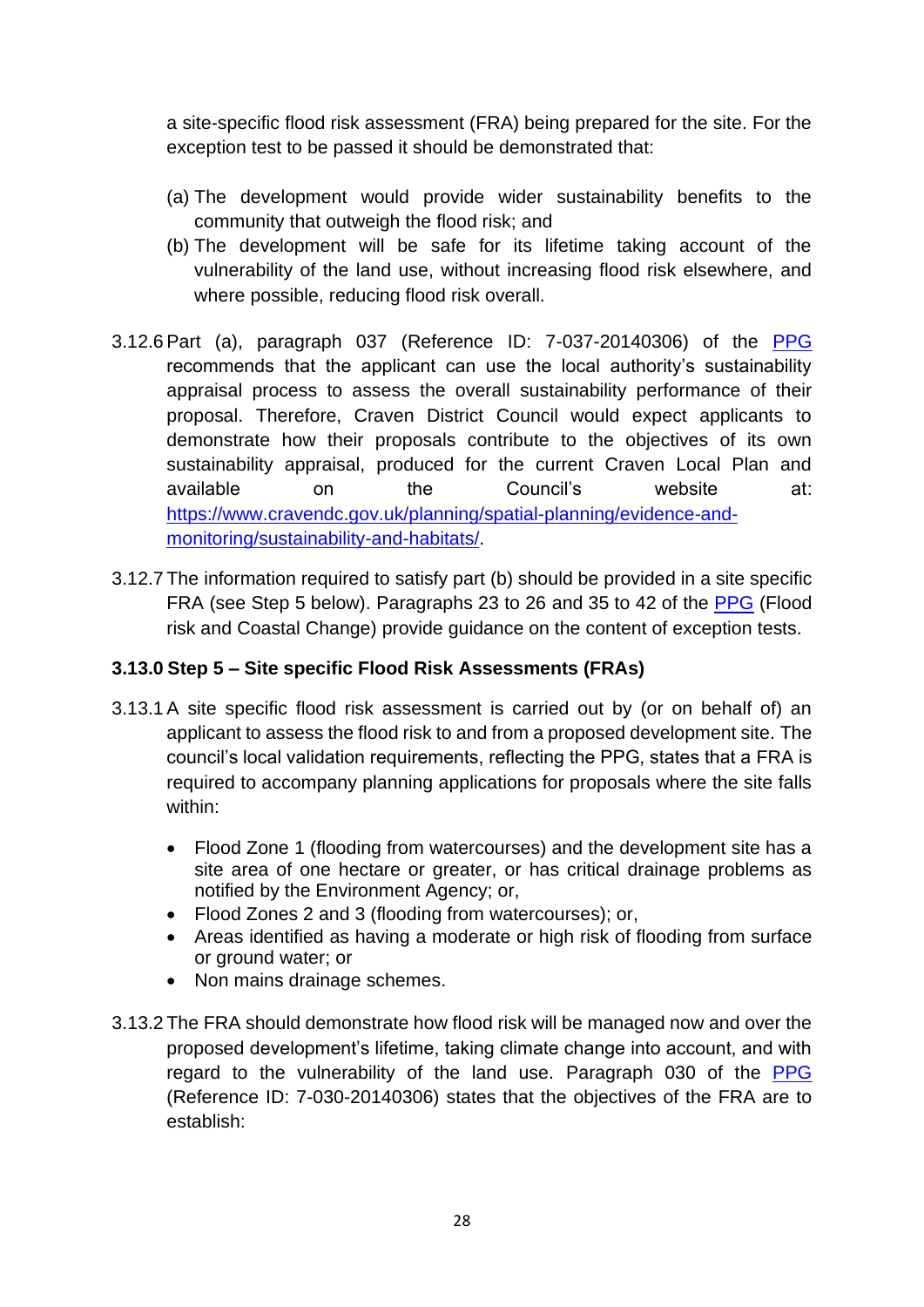a site-specific flood risk assessment (FRA) being prepared for the site. For the exception test to be passed it should be demonstrated that:

(a) The development would provide wider sustainability benefits to the community that outweigh the flood risk; and
(b) The development will be safe for its lifetime taking account of the vulnerability of the land use, without increasing flood risk elsewhere, and where possible, reducing flood risk overall.

3.12.6 Part (a), paragraph 037 (Reference ID: 7-037-20140306) of the [PPG](#) recommends that the applicant can use the local authority's sustainability appraisal process to assess the overall sustainability performance of their proposal. Therefore, Craven District Council would expect applicants to demonstrate how their proposals contribute to the objectives of its own sustainability appraisal, produced for the current Craven Local Plan and available on the Council's website at: [https://www.cravendc.gov.uk/planning/spatial-planning/evidence-and-monitoring/sustainability-and-habitats/](https://www.cravendc.gov.uk/planning/spatial-planning/evidence-and-monitoring/sustainability-and-habitats/).

3.12.7 The information required to satisfy part (b) should be provided in a site specific FRA (see Step 5 below). Paragraphs 23 to 26 and 35 to 42 of the [PPG](#) (Flood risk and Coastal Change) provide guidance on the content of exception tests.

### 3.13.0 Step 5 – Site specific Flood Risk Assessments (FRAs)

3.13.1 A site specific flood risk assessment is carried out by (or on behalf of) an applicant to assess the flood risk to and from a proposed development site. The council's local validation requirements, reflecting the PPG, states that a FRA is required to accompany planning applications for proposals where the site falls within:

- Flood Zone 1 (flooding from watercourses) and the development site has a site area of one hectare or greater, or has critical drainage problems as notified by the Environment Agency; or,
- Flood Zones 2 and 3 (flooding from watercourses); or,
- Areas identified as having a moderate or high risk of flooding from surface or ground water; or
- Non mains drainage schemes.

3.13.2 The FRA should demonstrate how flood risk will be managed now and over the proposed development's lifetime, taking climate change into account, and with regard to the vulnerability of the land use. Paragraph 030 of the [PPG](#) (Reference ID: 7-030-20140306) states that the objectives of the FRA are to establish: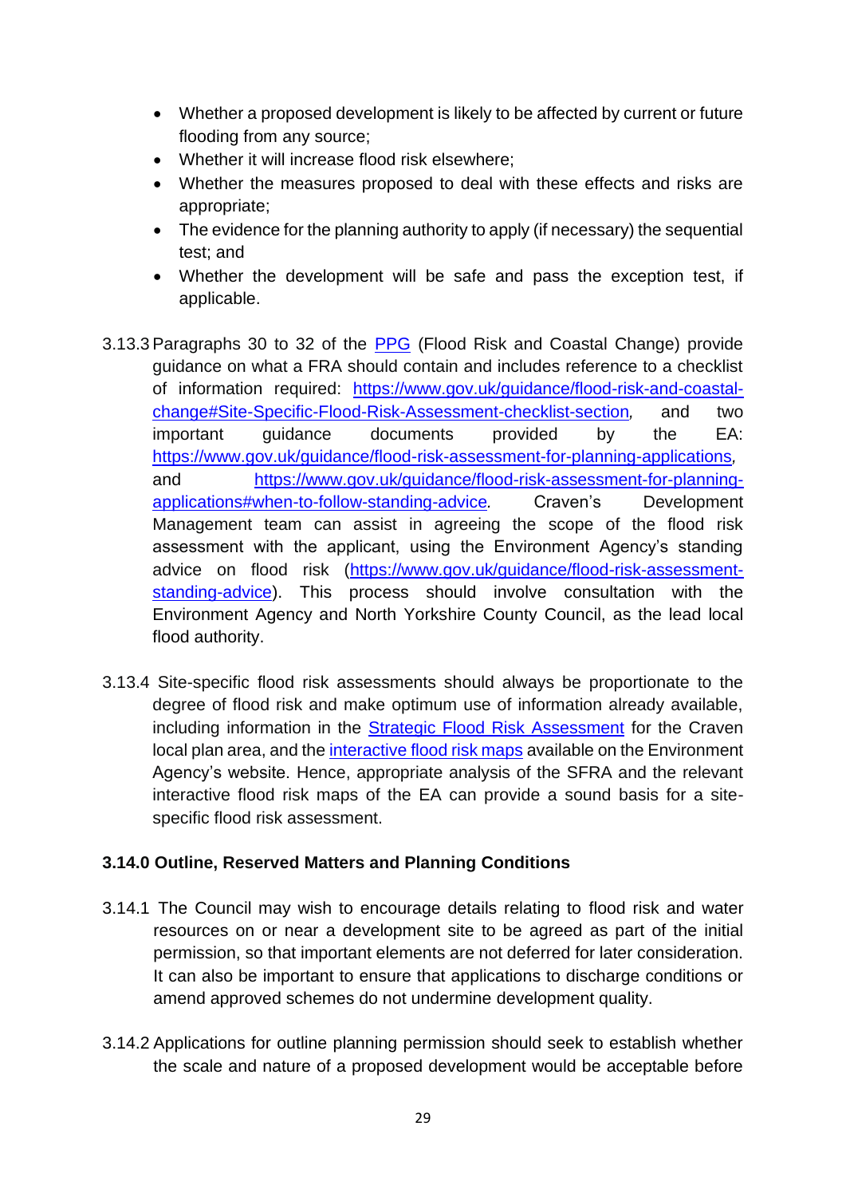- Whether a proposed development is likely to be affected by current or future flooding from any source;
- Whether it will increase flood risk elsewhere;
- Whether the measures proposed to deal with these effects and risks are appropriate;
- The evidence for the planning authority to apply (if necessary) the sequential test; and
- Whether the development will be safe and pass the exception test, if applicable.

3.13.3 Paragraphs 30 to 32 of the [PPG](https://www.gov.uk/guidance/flood-risk-and-coastal-change) (Flood Risk and Coastal Change) provide guidance on what a FRA should contain and includes reference to a checklist of information required: [https://www.gov.uk/guidance/flood-risk-and-coastal-change#Site-Specific-Flood-Risk-Assessment-checklist-section](https://www.gov.uk/guidance/flood-risk-and-coastal-change#Site-Specific-Flood-Risk-Assessment-checklist-section), and two important guidance documents provided by the EA: [https://www.gov.uk/guidance/flood-risk-assessment-for-planning-applications](https://www.gov.uk/guidance/flood-risk-assessment-for-planning-applications), and [https://www.gov.uk/guidance/flood-risk-assessment-for-planning-applications#when-to-follow-standing-advice](https://www.gov.uk/guidance/flood-risk-assessment-for-planning-applications#when-to-follow-standing-advice). Craven's Development Management team can assist in agreeing the scope of the flood risk assessment with the applicant, using the Environment Agency's standing advice on flood risk ([https://www.gov.uk/guidance/flood-risk-assessment-standing-advice](https://www.gov.uk/guidance/flood-risk-assessment-standing-advice)). This process should involve consultation with the Environment Agency and North Yorkshire County Council, as the lead local flood authority.

3.13.4 Site-specific flood risk assessments should always be proportionate to the degree of flood risk and make optimum use of information already available, including information in the Strategic Flood Risk Assessment for the Craven local plan area, and the interactive flood risk maps available on the Environment Agency's website. Hence, appropriate analysis of the SFRA and the relevant interactive flood risk maps of the EA can provide a sound basis for a site-specific flood risk assessment.

### 3.14.0 Outline, Reserved Matters and Planning Conditions

3.14.1 The Council may wish to encourage details relating to flood risk and water resources on or near a development site to be agreed as part of the initial permission, so that important elements are not deferred for later consideration. It can also be important to ensure that applications to discharge conditions or amend approved schemes do not undermine development quality.

3.14.2 Applications for outline planning permission should seek to establish whether the scale and nature of a proposed development would be acceptable before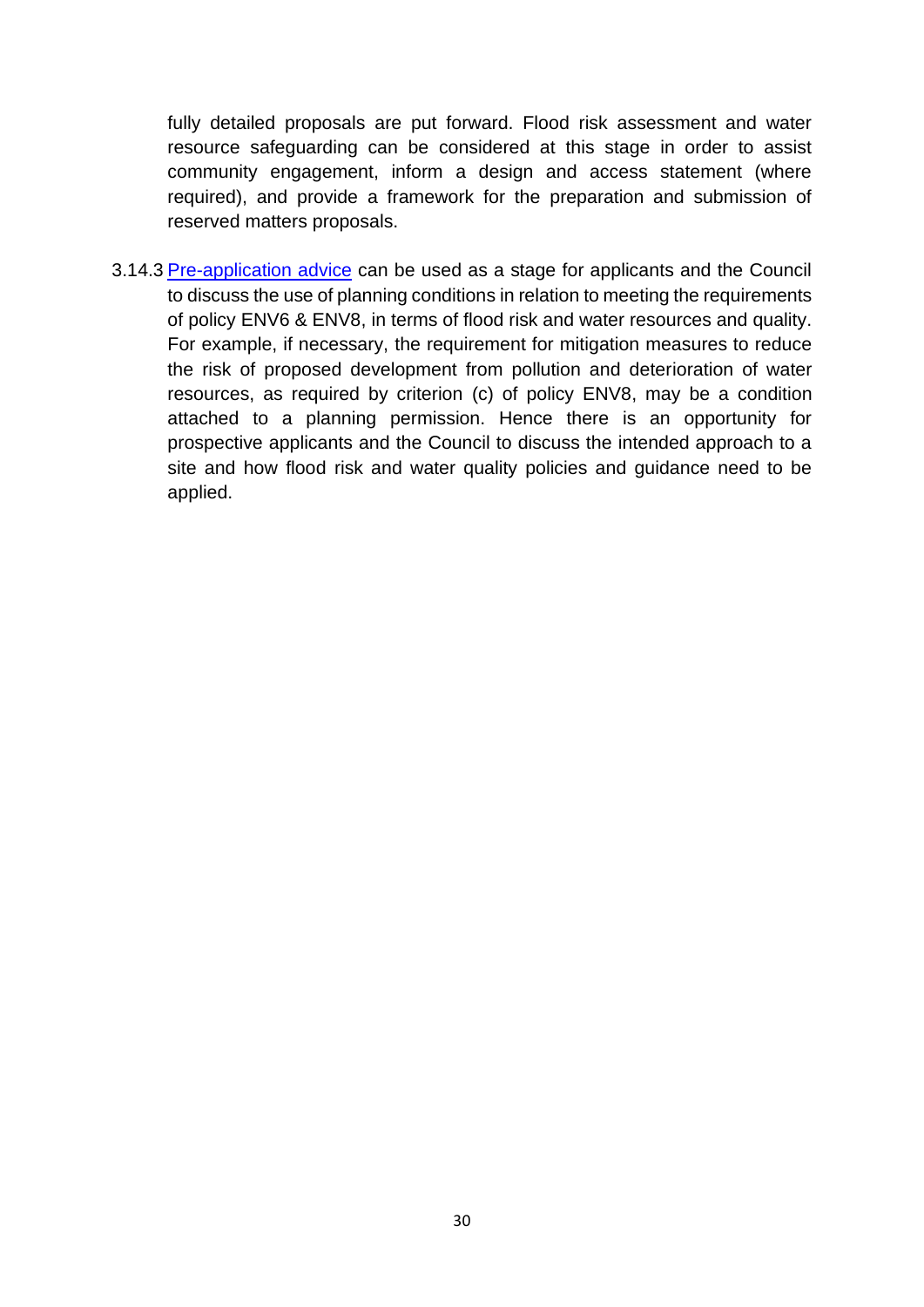fully detailed proposals are put forward. Flood risk assessment and water resource safeguarding can be considered at this stage in order to assist community engagement, inform a design and access statement (where required), and provide a framework for the preparation and submission of reserved matters proposals.

3.14.3 Pre-application advice can be used as a stage for applicants and the Council to discuss the use of planning conditions in relation to meeting the requirements of policy ENV6 & ENV8, in terms of flood risk and water resources and quality. For example, if necessary, the requirement for mitigation measures to reduce the risk of proposed development from pollution and deterioration of water resources, as required by criterion (c) of policy ENV8, may be a condition attached to a planning permission. Hence there is an opportunity for prospective applicants and the Council to discuss the intended approach to a site and how flood risk and water quality policies and guidance need to be applied.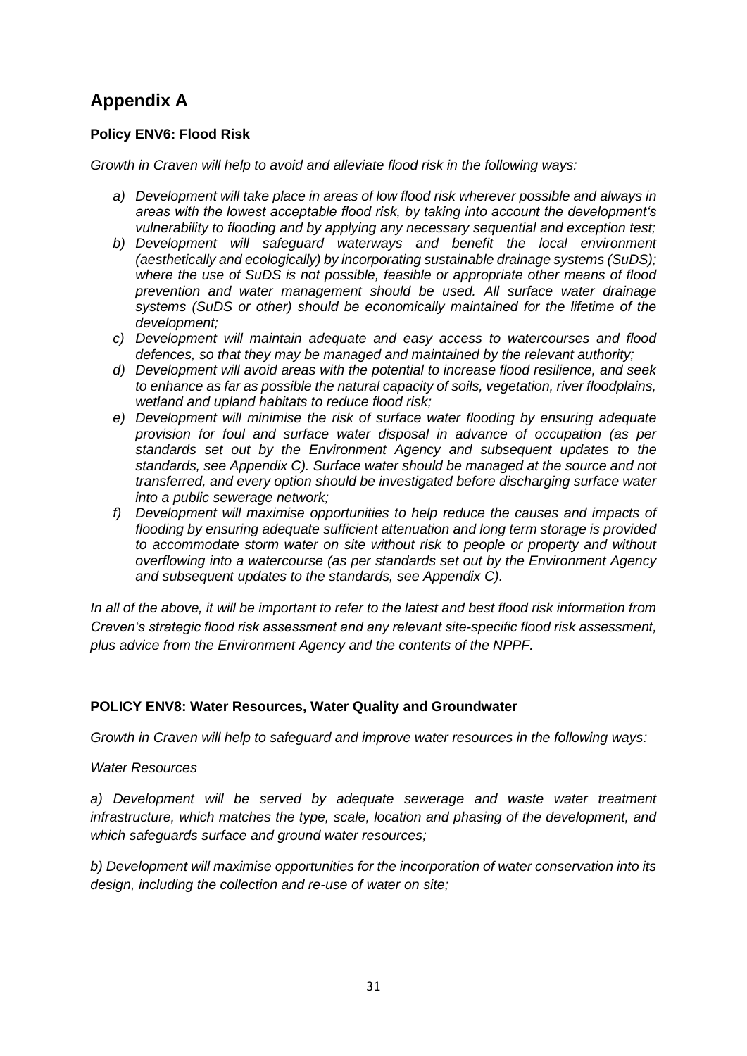# Appendix A

**Policy ENV6: Flood Risk**

*Growth in Craven will help to avoid and alleviate flood risk in the following ways:*

- *a) Development will take place in areas of low flood risk wherever possible and always in areas with the lowest acceptable flood risk, by taking into account the development's vulnerability to flooding and by applying any necessary sequential and exception test;*
- *b) Development will safeguard waterways and benefit the local environment (aesthetically and ecologically) by incorporating sustainable drainage systems (SuDS); where the use of SuDS is not possible, feasible or appropriate other means of flood prevention and water management should be used. All surface water drainage systems (SuDS or other) should be economically maintained for the lifetime of the development;*
- *c) Development will maintain adequate and easy access to watercourses and flood defences, so that they may be managed and maintained by the relevant authority;*
- *d) Development will avoid areas with the potential to increase flood resilience, and seek to enhance as far as possible the natural capacity of soils, vegetation, river floodplains, wetland and upland habitats to reduce flood risk;*
- *e) Development will minimise the risk of surface water flooding by ensuring adequate provision for foul and surface water disposal in advance of occupation (as per standards set out by the Environment Agency and subsequent updates to the standards, see Appendix C). Surface water should be managed at the source and not transferred, and every option should be investigated before discharging surface water into a public sewerage network;*
- *f) Development will maximise opportunities to help reduce the causes and impacts of flooding by ensuring adequate sufficient attenuation and long term storage is provided to accommodate storm water on site without risk to people or property and without overflowing into a watercourse (as per standards set out by the Environment Agency and subsequent updates to the standards, see Appendix C).*

*In all of the above, it will be important to refer to the latest and best flood risk information from Craven's strategic flood risk assessment and any relevant site-specific flood risk assessment, plus advice from the Environment Agency and the contents of the NPPF.*

**POLICY ENV8: Water Resources, Water Quality and Groundwater**

*Growth in Craven will help to safeguard and improve water resources in the following ways:*

*Water Resources*

*a) Development will be served by adequate sewerage and waste water treatment infrastructure, which matches the type, scale, location and phasing of the development, and which safeguards surface and ground water resources;*

*b) Development will maximise opportunities for the incorporation of water conservation into its design, including the collection and re-use of water on site;*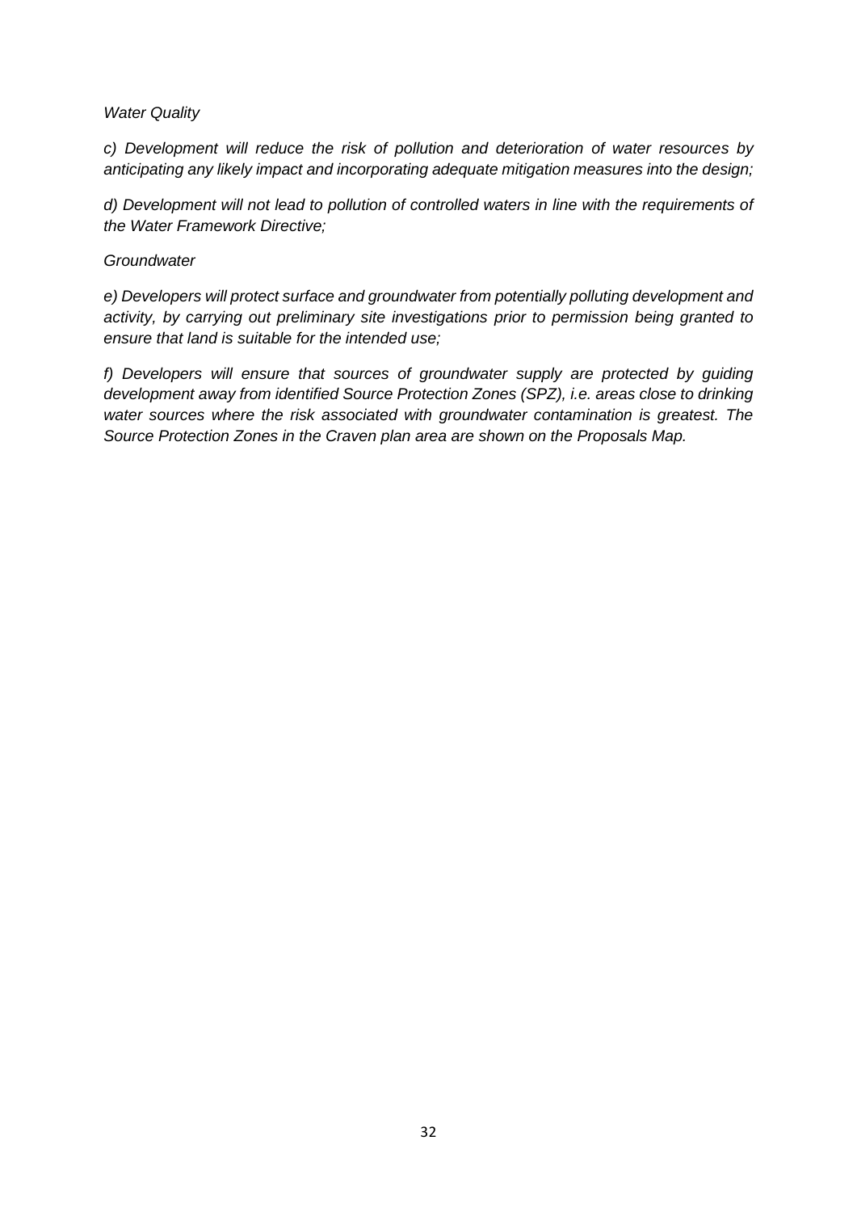*Water Quality*

*c) Development will reduce the risk of pollution and deterioration of water resources by anticipating any likely impact and incorporating adequate mitigation measures into the design;*

*d) Development will not lead to pollution of controlled waters in line with the requirements of the Water Framework Directive;*

*Groundwater*

*e) Developers will protect surface and groundwater from potentially polluting development and activity, by carrying out preliminary site investigations prior to permission being granted to ensure that land is suitable for the intended use;*

*f) Developers will ensure that sources of groundwater supply are protected by guiding development away from identified Source Protection Zones (SPZ), i.e. areas close to drinking water sources where the risk associated with groundwater contamination is greatest. The Source Protection Zones in the Craven plan area are shown on the Proposals Map.*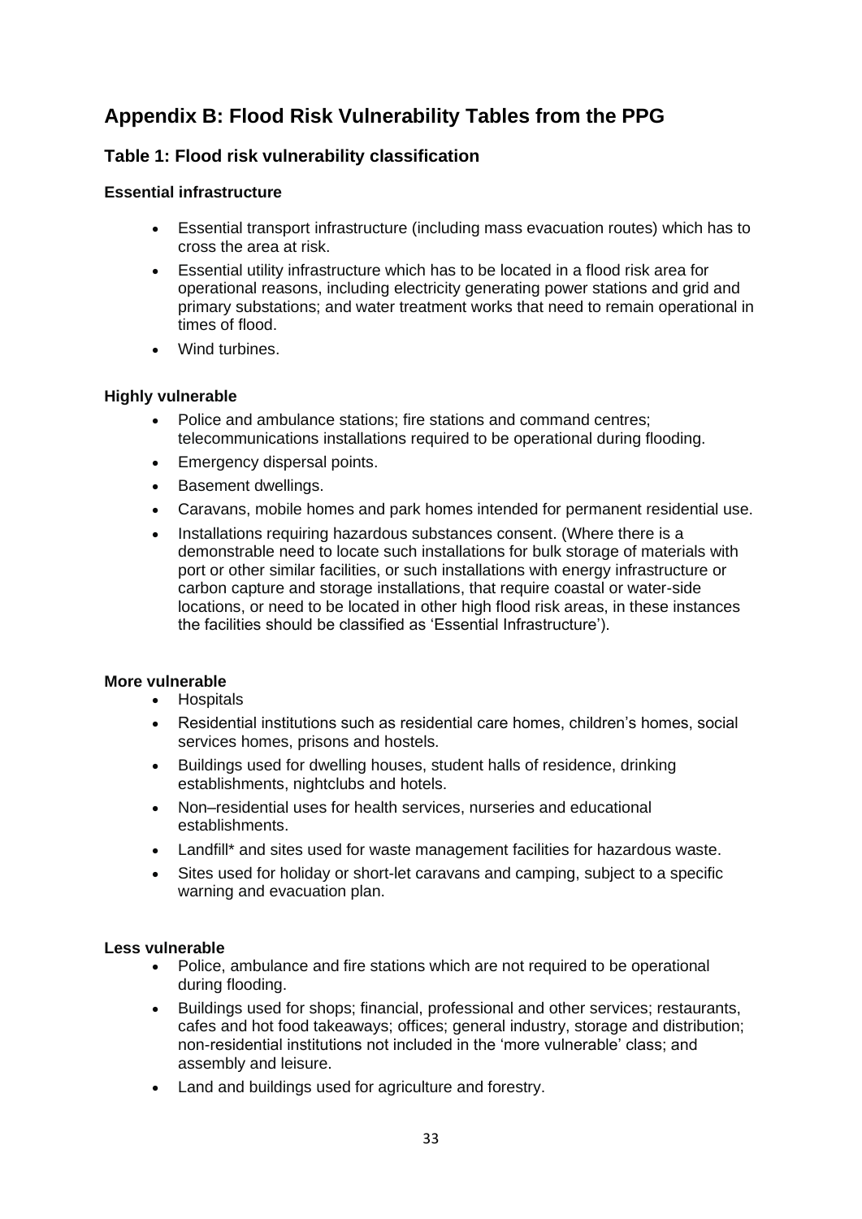# Appendix B: Flood Risk Vulnerability Tables from the PPG

## Table 1: Flood risk vulnerability classification

### Essential infrastructure

- Essential transport infrastructure (including mass evacuation routes) which has to cross the area at risk.
- Essential utility infrastructure which has to be located in a flood risk area for operational reasons, including electricity generating power stations and grid and primary substations; and water treatment works that need to remain operational in times of flood.
- Wind turbines.

### Highly vulnerable

- Police and ambulance stations; fire stations and command centres; telecommunications installations required to be operational during flooding.
- Emergency dispersal points.
- Basement dwellings.
- Caravans, mobile homes and park homes intended for permanent residential use.
- Installations requiring hazardous substances consent. (Where there is a demonstrable need to locate such installations for bulk storage of materials with port or other similar facilities, or such installations with energy infrastructure or carbon capture and storage installations, that require coastal or water-side locations, or need to be located in other high flood risk areas, in these instances the facilities should be classified as 'Essential Infrastructure').

### More vulnerable

- Hospitals
- Residential institutions such as residential care homes, children's homes, social services homes, prisons and hostels.
- Buildings used for dwelling houses, student halls of residence, drinking establishments, nightclubs and hotels.
- Non–residential uses for health services, nurseries and educational establishments.
- Landfill* and sites used for waste management facilities for hazardous waste.
- Sites used for holiday or short-let caravans and camping, subject to a specific warning and evacuation plan.

### Less vulnerable

- Police, ambulance and fire stations which are not required to be operational during flooding.
- Buildings used for shops; financial, professional and other services; restaurants, cafes and hot food takeaways; offices; general industry, storage and distribution; non-residential institutions not included in the 'more vulnerable' class; and assembly and leisure.
- Land and buildings used for agriculture and forestry.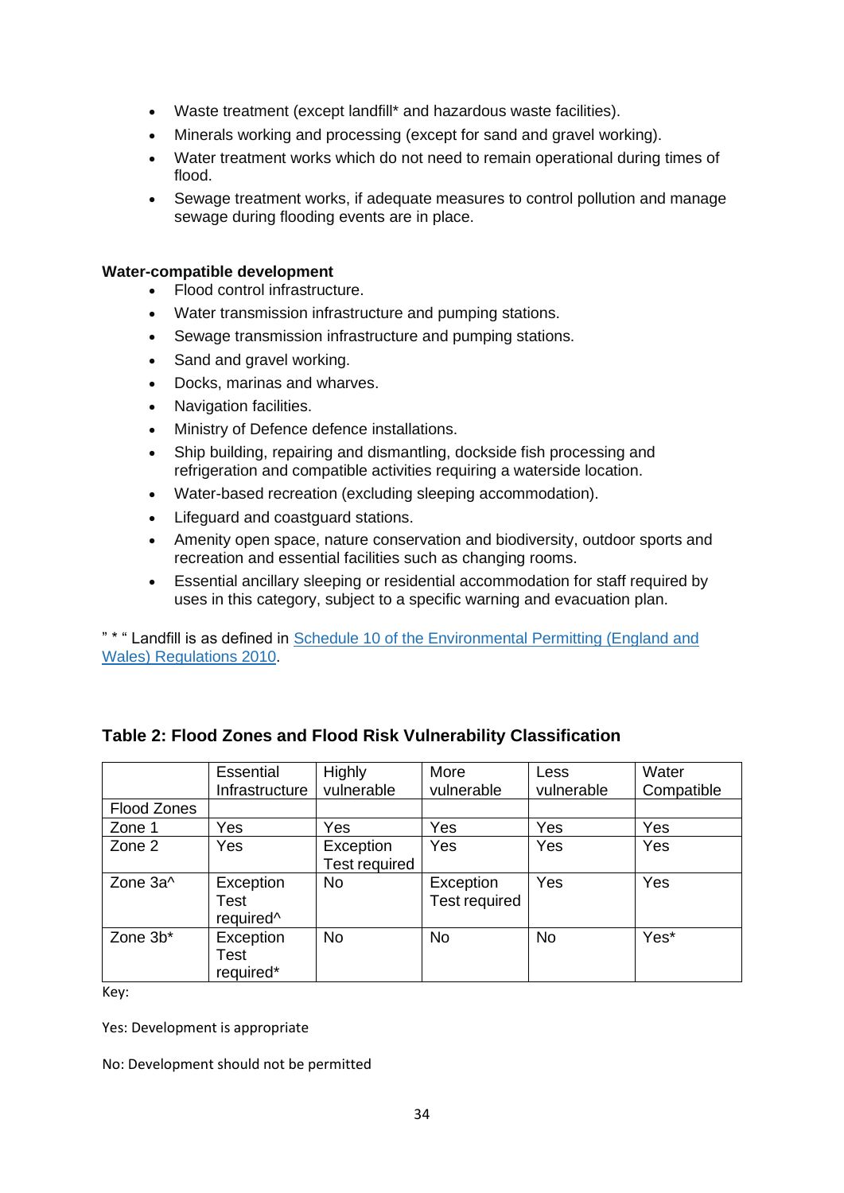- Waste treatment (except landfill* and hazardous waste facilities).
- Minerals working and processing (except for sand and gravel working).
- Water treatment works which do not need to remain operational during times of flood.
- Sewage treatment works, if adequate measures to control pollution and manage sewage during flooding events are in place.

**Water-compatible development**

- Flood control infrastructure.
- Water transmission infrastructure and pumping stations.
- Sewage transmission infrastructure and pumping stations.
- Sand and gravel working.
- Docks, marinas and wharves.
- Navigation facilities.
- Ministry of Defence defence installations.
- Ship building, repairing and dismantling, dockside fish processing and refrigeration and compatible activities requiring a waterside location.
- Water-based recreation (excluding sleeping accommodation).
- Lifeguard and coastguard stations.
- Amenity open space, nature conservation and biodiversity, outdoor sports and recreation and essential facilities such as changing rooms.
- Essential ancillary sleeping or residential accommodation for staff required by uses in this category, subject to a specific warning and evacuation plan.

" * " Landfill is as defined in [Schedule 10 of the Environmental Permitting (England and Wales) Regulations 2010](#).

**Table 2: Flood Zones and Flood Risk Vulnerability Classification**

| | Essential Infrastructure | Highly vulnerable | More vulnerable | Less vulnerable | Water Compatible |
|---|---|---|---|---|---|
| Flood Zones | | | | | |
| Zone 1 | Yes | Yes | Yes | Yes | Yes |
| Zone 2 | Yes | Exception Test required | Yes | Yes | Yes |
| Zone 3a^ | Exception Test required^ | No | Exception Test required | Yes | Yes |
| Zone 3b* | Exception Test required* | No | No | No | Yes* |

Key:

Yes: Development is appropriate

No: Development should not be permitted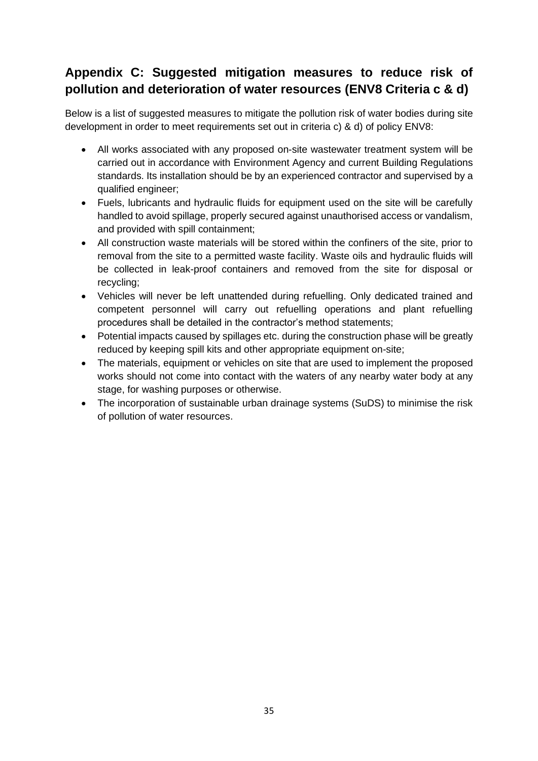## Appendix C: Suggested mitigation measures to reduce risk of pollution and deterioration of water resources (ENV8 Criteria c & d)

Below is a list of suggested measures to mitigate the pollution risk of water bodies during site development in order to meet requirements set out in criteria c) & d) of policy ENV8:

- All works associated with any proposed on-site wastewater treatment system will be carried out in accordance with Environment Agency and current Building Regulations standards. Its installation should be by an experienced contractor and supervised by a qualified engineer;
- Fuels, lubricants and hydraulic fluids for equipment used on the site will be carefully handled to avoid spillage, properly secured against unauthorised access or vandalism, and provided with spill containment;
- All construction waste materials will be stored within the confiners of the site, prior to removal from the site to a permitted waste facility. Waste oils and hydraulic fluids will be collected in leak-proof containers and removed from the site for disposal or recycling;
- Vehicles will never be left unattended during refuelling. Only dedicated trained and competent personnel will carry out refuelling operations and plant refuelling procedures shall be detailed in the contractor's method statements;
- Potential impacts caused by spillages etc. during the construction phase will be greatly reduced by keeping spill kits and other appropriate equipment on-site;
- The materials, equipment or vehicles on site that are used to implement the proposed works should not come into contact with the waters of any nearby water body at any stage, for washing purposes or otherwise.
- The incorporation of sustainable urban drainage systems (SuDS) to minimise the risk of pollution of water resources.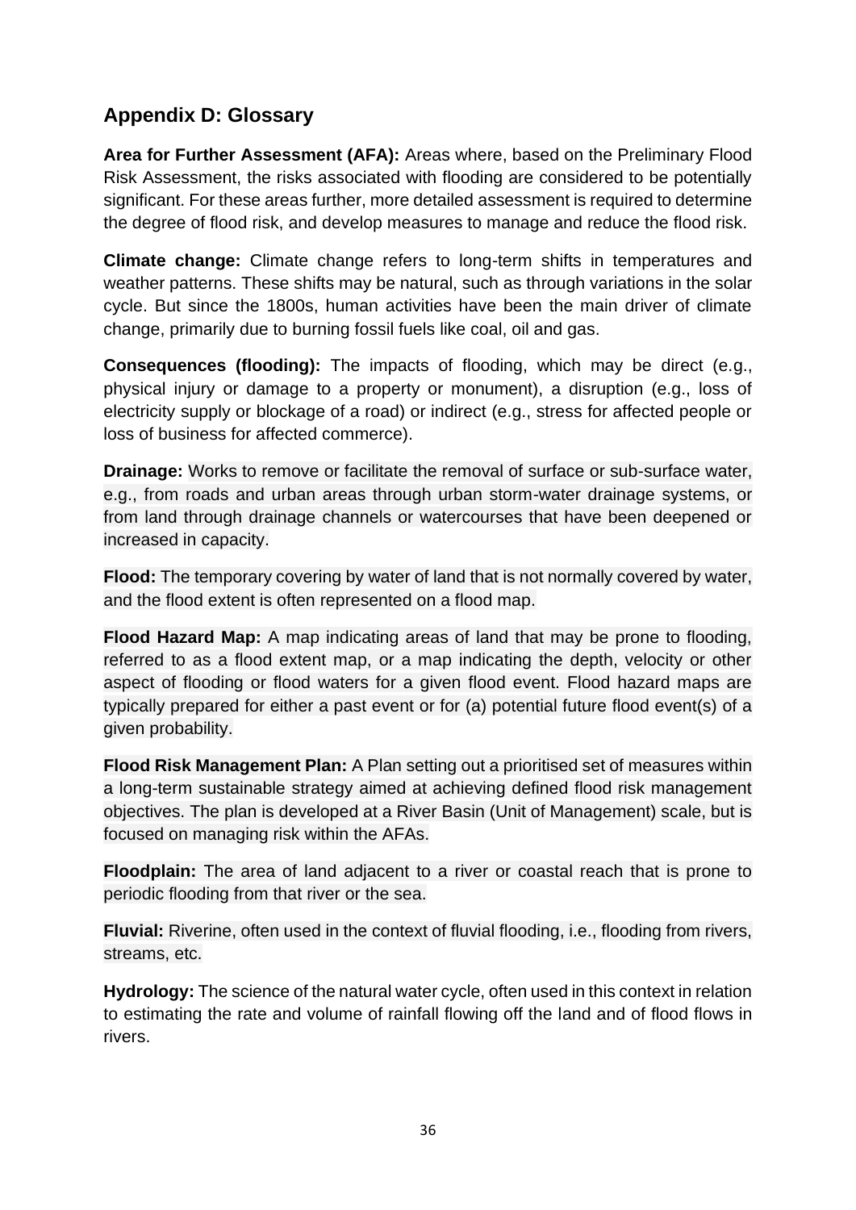## Appendix D: Glossary

**Area for Further Assessment (AFA):** Areas where, based on the Preliminary Flood Risk Assessment, the risks associated with flooding are considered to be potentially significant. For these areas further, more detailed assessment is required to determine the degree of flood risk, and develop measures to manage and reduce the flood risk.

**Climate change:** Climate change refers to long-term shifts in temperatures and weather patterns. These shifts may be natural, such as through variations in the solar cycle. But since the 1800s, human activities have been the main driver of climate change, primarily due to burning fossil fuels like coal, oil and gas.

**Consequences (flooding):** The impacts of flooding, which may be direct (e.g., physical injury or damage to a property or monument), a disruption (e.g., loss of electricity supply or blockage of a road) or indirect (e.g., stress for affected people or loss of business for affected commerce).

**Drainage:** Works to remove or facilitate the removal of surface or sub-surface water, e.g., from roads and urban areas through urban storm-water drainage systems, or from land through drainage channels or watercourses that have been deepened or increased in capacity.

**Flood:** The temporary covering by water of land that is not normally covered by water, and the flood extent is often represented on a flood map.

**Flood Hazard Map:** A map indicating areas of land that may be prone to flooding, referred to as a flood extent map, or a map indicating the depth, velocity or other aspect of flooding or flood waters for a given flood event. Flood hazard maps are typically prepared for either a past event or for (a) potential future flood event(s) of a given probability.

**Flood Risk Management Plan:** A Plan setting out a prioritised set of measures within a long-term sustainable strategy aimed at achieving defined flood risk management objectives. The plan is developed at a River Basin (Unit of Management) scale, but is focused on managing risk within the AFAs.

**Floodplain:** The area of land adjacent to a river or coastal reach that is prone to periodic flooding from that river or the sea.

**Fluvial:** Riverine, often used in the context of fluvial flooding, i.e., flooding from rivers, streams, etc.

**Hydrology:** The science of the natural water cycle, often used in this context in relation to estimating the rate and volume of rainfall flowing off the land and of flood flows in rivers.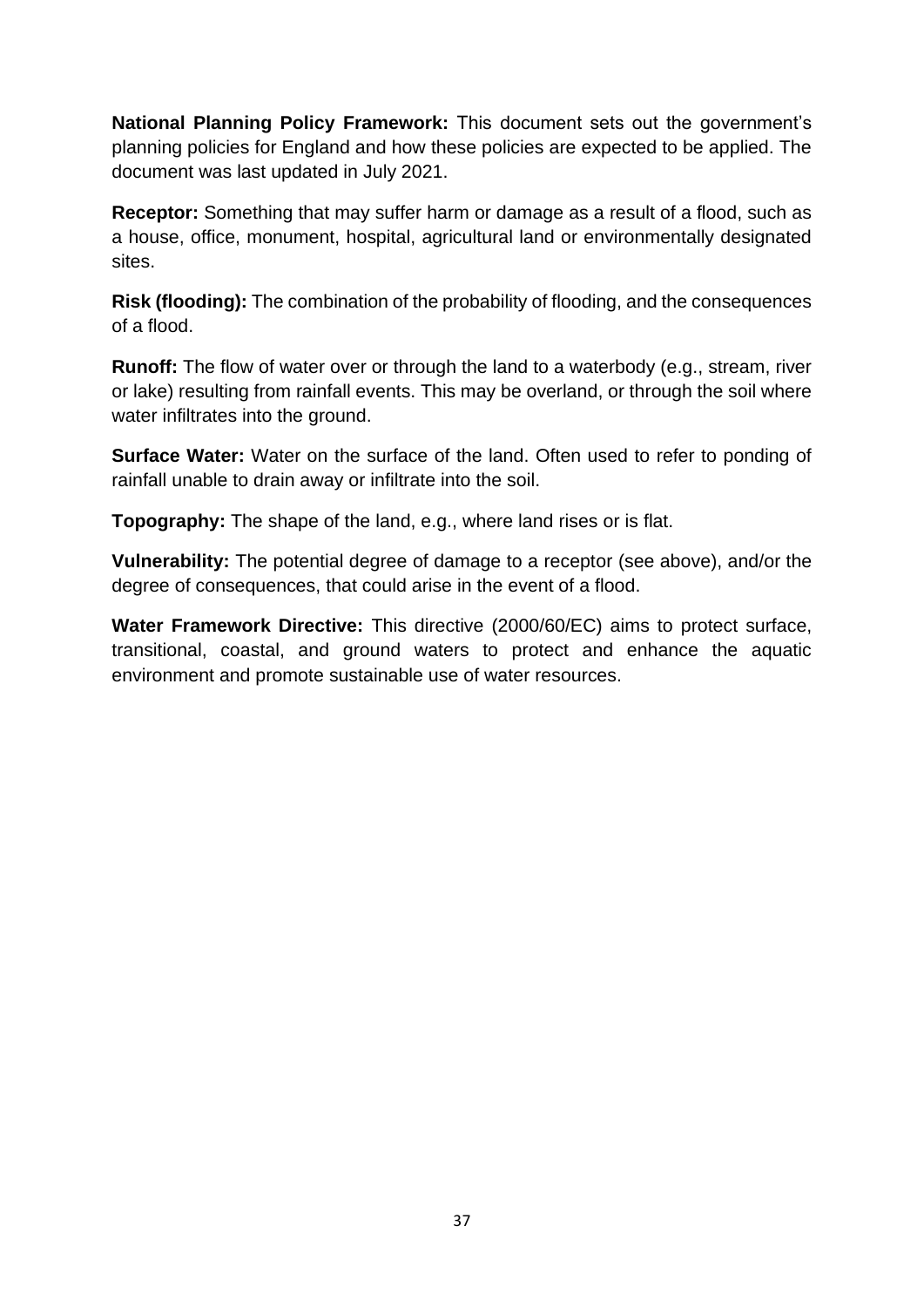**National Planning Policy Framework:** This document sets out the government's planning policies for England and how these policies are expected to be applied. The document was last updated in July 2021.

**Receptor:** Something that may suffer harm or damage as a result of a flood, such as a house, office, monument, hospital, agricultural land or environmentally designated sites.

**Risk (flooding):** The combination of the probability of flooding, and the consequences of a flood.

**Runoff:** The flow of water over or through the land to a waterbody (e.g., stream, river or lake) resulting from rainfall events. This may be overland, or through the soil where water infiltrates into the ground.

**Surface Water:** Water on the surface of the land. Often used to refer to ponding of rainfall unable to drain away or infiltrate into the soil.

**Topography:** The shape of the land, e.g., where land rises or is flat.

**Vulnerability:** The potential degree of damage to a receptor (see above), and/or the degree of consequences, that could arise in the event of a flood.

**Water Framework Directive:** This directive (2000/60/EC) aims to protect surface, transitional, coastal, and ground waters to protect and enhance the aquatic environment and promote sustainable use of water resources.